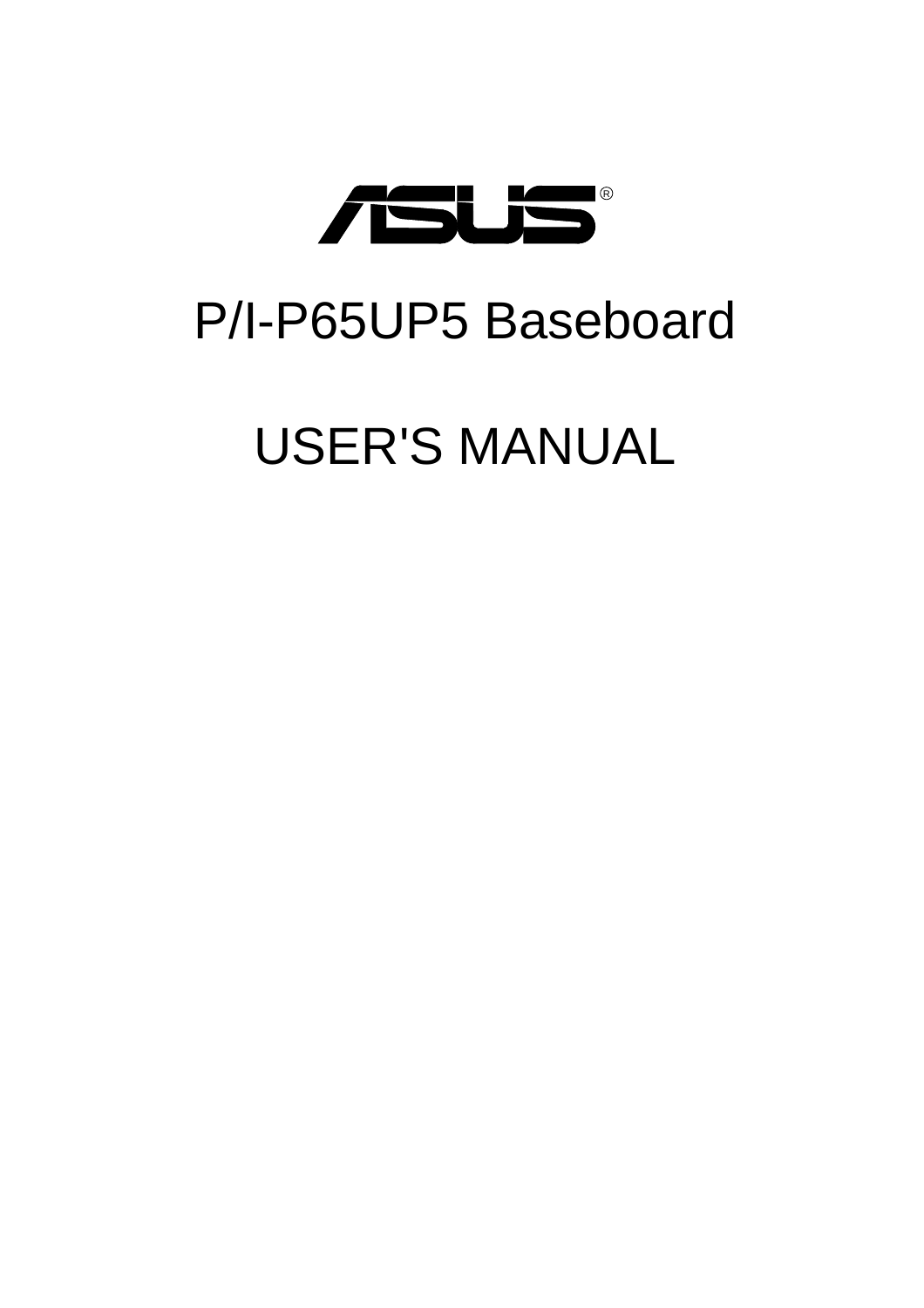# ASUS®

# P/I-P65UP5 Baseboard

# USER'S MANUAL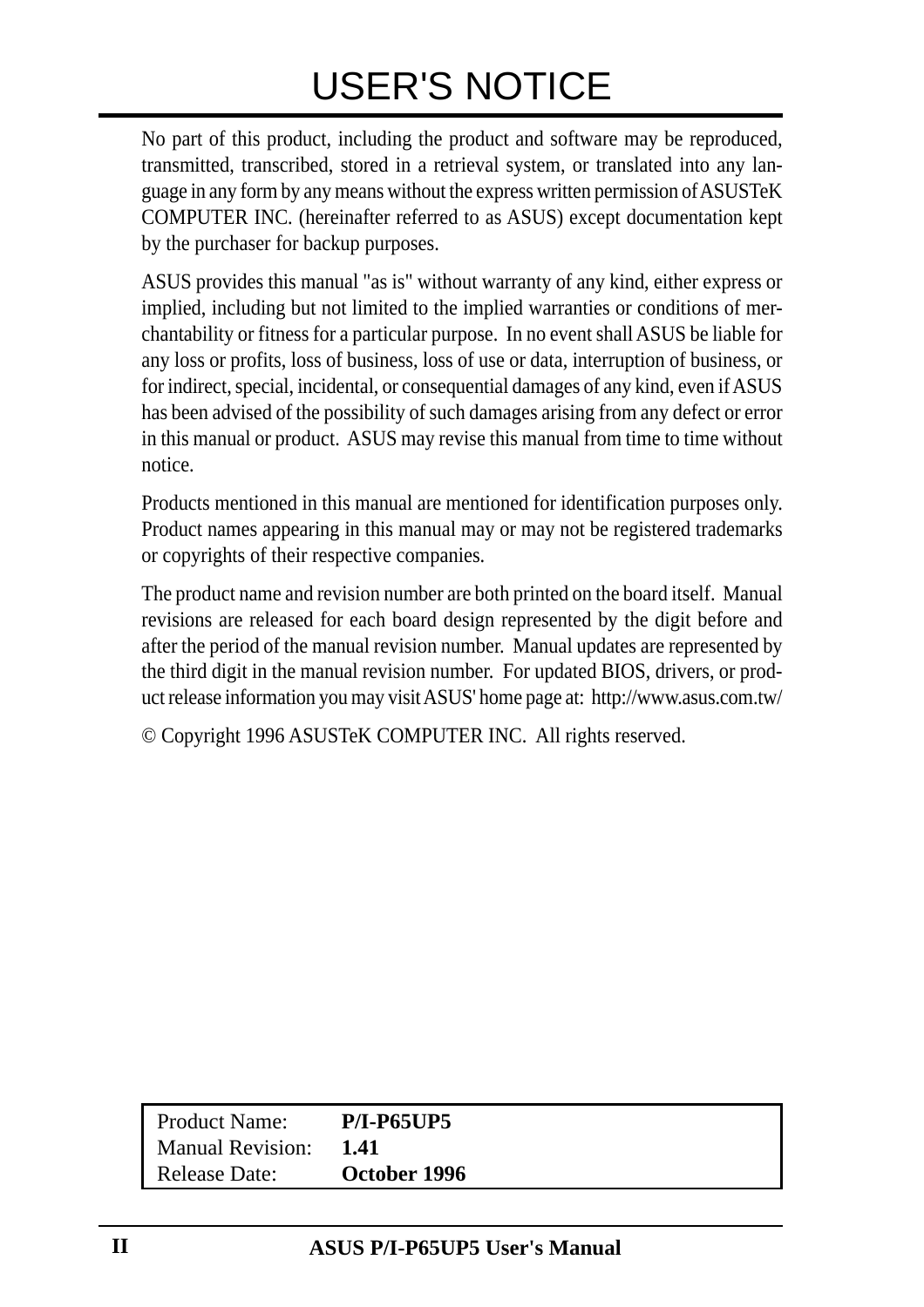# USER'S NOTICE

No part of this product, including the product and software may be reproduced, transmitted, transcribed, stored in a retrieval system, or translated into any language in any form by any means without the express written permission of ASUSTeK COMPUTER INC. (hereinafter referred to as ASUS) except documentation kept by the purchaser for backup purposes.

ASUS provides this manual "as is" without warranty of any kind, either express or implied, including but not limited to the implied warranties or conditions of merchantability or fitness for a particular purpose. In no event shall ASUS be liable for any loss or profits, loss of business, loss of use or data, interruption of business, or for indirect, special, incidental, or consequential damages of any kind, even if ASUS has been advised of the possibility of such damages arising from any defect or error in this manual or product. ASUS may revise this manual from time to time without notice.

Products mentioned in this manual are mentioned for identification purposes only. Product names appearing in this manual may or may not be registered trademarks or copyrights of their respective companies.

The product name and revision number are both printed on the board itself. Manual revisions are released for each board design represented by the digit before and after the period of the manual revision number. Manual updates are represented by the third digit in the manual revision number. For updated BIOS, drivers, or product release information you may visit ASUS' home page at: http://www.asus.com.tw/

© Copyright 1996 ASUSTeK COMPUTER INC. All rights reserved.

| | |
|---|---|
| Product Name: | **P/I-P65UP5** |
| Manual Revision: | **1.41** |
| Release Date: | **October 1996** |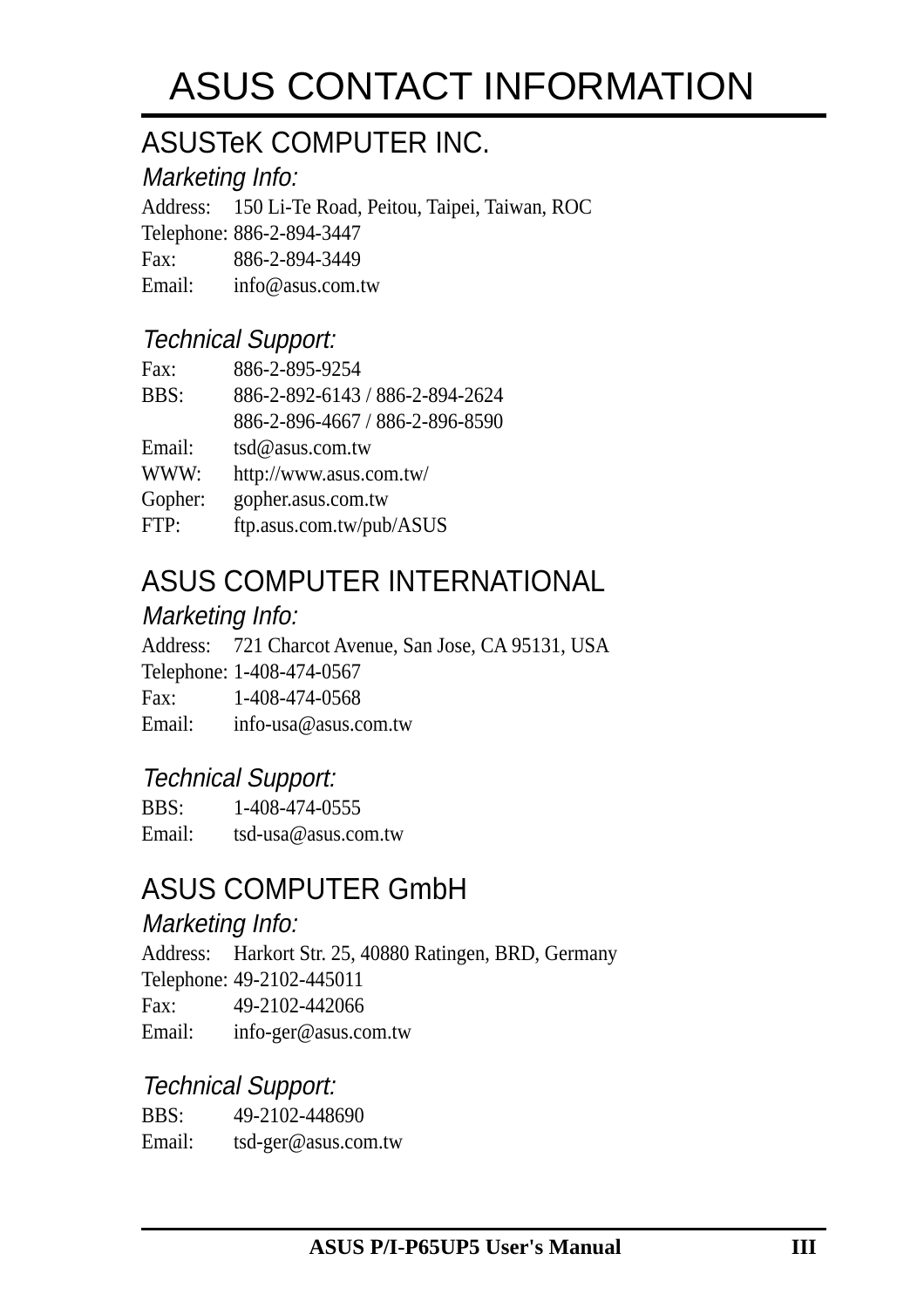# ASUS CONTACT INFORMATION

## ASUSTeK COMPUTER INC.

### *Marketing Info:*

Address: 150 Li-Te Road, Peitou, Taipei, Taiwan, ROC
Telephone: 886-2-894-3447
Fax: 886-2-894-3449
Email: info@asus.com.tw

### *Technical Support:*

Fax: 886-2-895-9254
BBS: 886-2-892-6143 / 886-2-894-2624
886-2-896-4667 / 886-2-896-8590
Email: tsd@asus.com.tw
WWW: http://www.asus.com.tw/
Gopher: gopher.asus.com.tw
FTP: ftp.asus.com.tw/pub/ASUS

## ASUS COMPUTER INTERNATIONAL

### *Marketing Info:*

Address: 721 Charcot Avenue, San Jose, CA 95131, USA
Telephone: 1-408-474-0567
Fax: 1-408-474-0568
Email: info-usa@asus.com.tw

### *Technical Support:*

BBS: 1-408-474-0555
Email: tsd-usa@asus.com.tw

## ASUS COMPUTER GmbH

### *Marketing Info:*

Address: Harkort Str. 25, 40880 Ratingen, BRD, Germany
Telephone: 49-2102-445011
Fax: 49-2102-442066
Email: info-ger@asus.com.tw

### *Technical Support:*

BBS: 49-2102-448690
Email: tsd-ger@asus.com.tw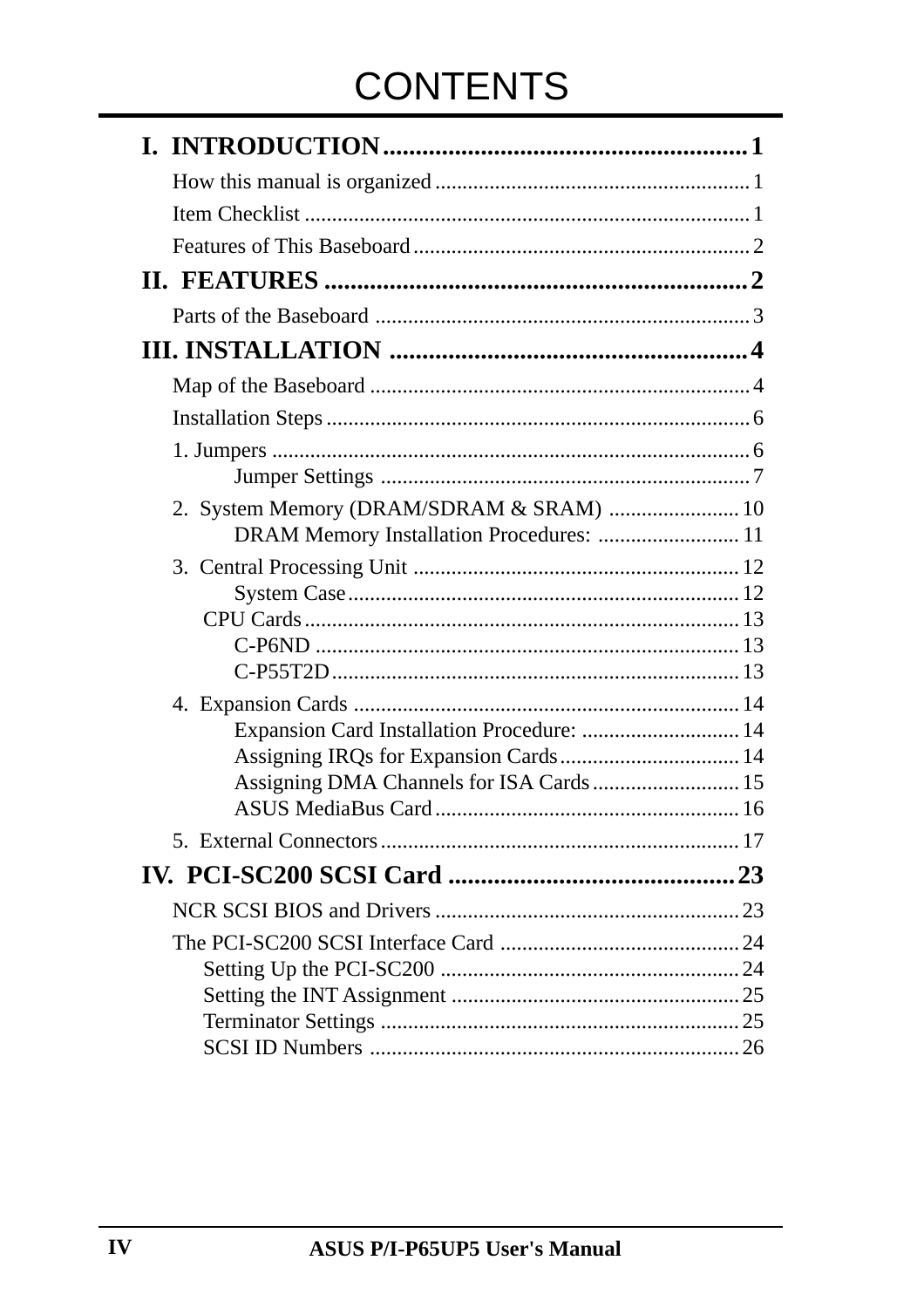# CONTENTS

**I. INTRODUCTION .......................................................... 1**

How this manual is organized ........................................................ 1

Item Checklist ................................................................................ 1

Features of This Baseboard ............................................................ 2

**II. FEATURES ................................................................ 2**

Parts of the Baseboard .................................................................... 3

**III. INSTALLATION ....................................................... 4**

Map of the Baseboard ..................................................................... 4

Installation Steps ............................................................................. 6

1. Jumpers ...................................................................................... 6

- Jumper Settings .................................................................. 7

2. System Memory (DRAM/SDRAM & SRAM) ........................ 10

- DRAM Memory Installation Procedures: ......................... 11

3. Central Processing Unit ........................................................... 12

- System Case ...................................................................... 12
- CPU Cards ............................................................................... 13
  - C-P6ND ............................................................................. 13
  - C-P55T2D ......................................................................... 13

4. Expansion Cards ...................................................................... 14

- Expansion Card Installation Procedure: ............................ 14
- Assigning IRQs for Expansion Cards ................................ 14
- Assigning DMA Channels for ISA Cards .......................... 15
- ASUS MediaBus Card ....................................................... 16

5. External Connectors ................................................................ 17

**IV. PCI-SC200 SCSI Card ........................................... 23**

NCR SCSI BIOS and Drivers ....................................................... 23

The PCI-SC200 SCSI Interface Card ........................................... 24

- Setting Up the PCI-SC200 ...................................................... 24
- Setting the INT Assignment .................................................... 25
- Terminator Settings ................................................................. 25
- SCSI ID Numbers ................................................................... 26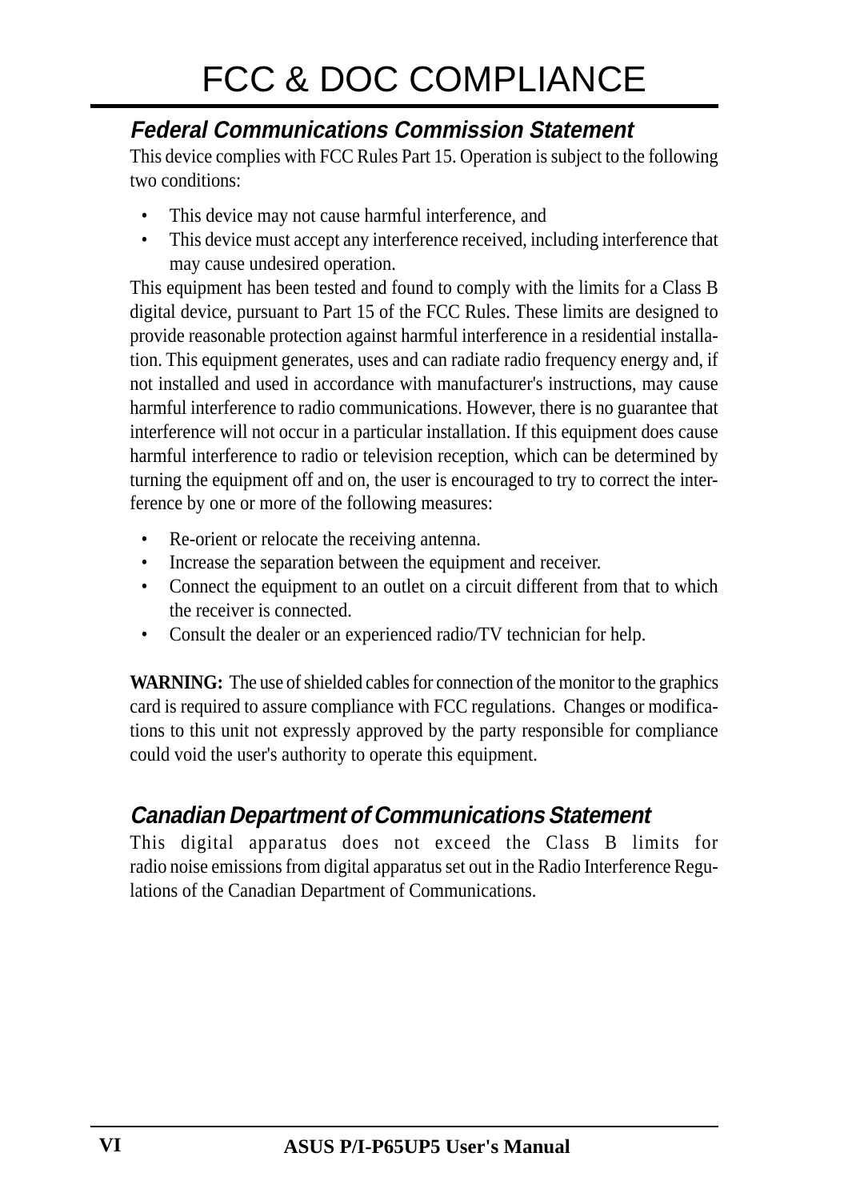# FCC & DOC COMPLIANCE

## *Federal Communications Commission Statement*

This device complies with FCC Rules Part 15. Operation is subject to the following two conditions:

- This device may not cause harmful interference, and
- This device must accept any interference received, including interference that may cause undesired operation.

This equipment has been tested and found to comply with the limits for a Class B digital device, pursuant to Part 15 of the FCC Rules. These limits are designed to provide reasonable protection against harmful interference in a residential installation. This equipment generates, uses and can radiate radio frequency energy and, if not installed and used in accordance with manufacturer's instructions, may cause harmful interference to radio communications. However, there is no guarantee that interference will not occur in a particular installation. If this equipment does cause harmful interference to radio or television reception, which can be determined by turning the equipment off and on, the user is encouraged to try to correct the interference by one or more of the following measures:

- Re-orient or relocate the receiving antenna.
- Increase the separation between the equipment and receiver.
- Connect the equipment to an outlet on a circuit different from that to which the receiver is connected.
- Consult the dealer or an experienced radio/TV technician for help.

**WARNING:** The use of shielded cables for connection of the monitor to the graphics card is required to assure compliance with FCC regulations. Changes or modifications to this unit not expressly approved by the party responsible for compliance could void the user's authority to operate this equipment.

## *Canadian Department of Communications Statement*

This digital apparatus does not exceed the Class B limits for radio noise emissions from digital apparatus set out in the Radio Interference Regulations of the Canadian Department of Communications.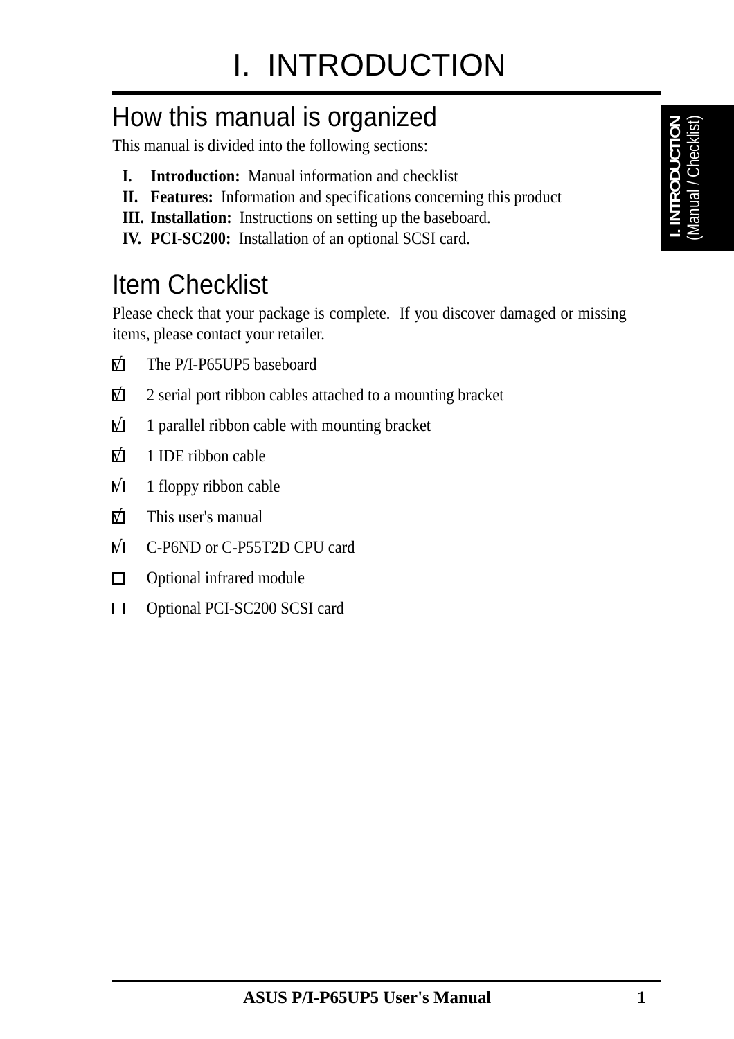# I. INTRODUCTION

## How this manual is organized

This manual is divided into the following sections:

- **I. Introduction:** Manual information and checklist
- **II. Features:** Information and specifications concerning this product
- **III. Installation:** Instructions on setting up the baseboard.
- **IV. PCI-SC200:** Installation of an optional SCSI card.

## Item Checklist

Please check that your package is complete. If you discover damaged or missing items, please contact your retailer.

- [x] The P/I-P65UP5 baseboard
- [x] 2 serial port ribbon cables attached to a mounting bracket
- [x] 1 parallel ribbon cable with mounting bracket
- [x] 1 IDE ribbon cable
- [x] 1 floppy ribbon cable
- [x] This user's manual
- [x] C-P6ND or C-P55T2D CPU card
- [ ] Optional infrared module
- [ ] Optional PCI-SC200 SCSI card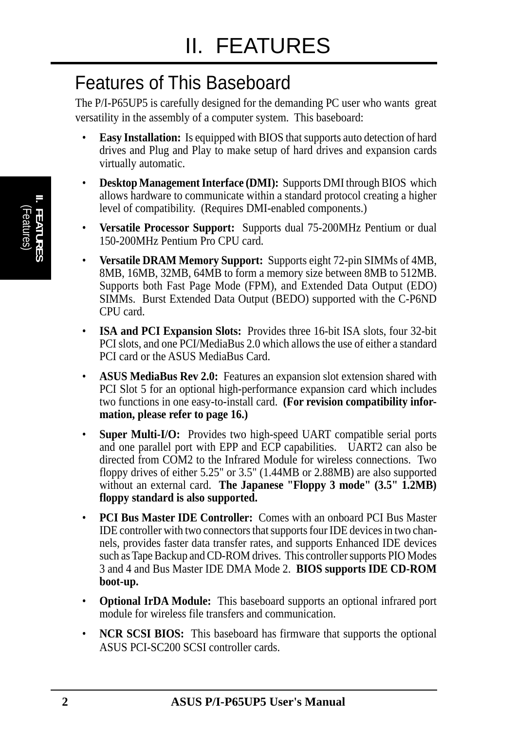# II. FEATURES

## Features of This Baseboard

The P/I-P65UP5 is carefully designed for the demanding PC user who wants great versatility in the assembly of a computer system. This baseboard:

- **Easy Installation:** Is equipped with BIOS that supports auto detection of hard drives and Plug and Play to make setup of hard drives and expansion cards virtually automatic.
- **Desktop Management Interface (DMI):** Supports DMI through BIOS which allows hardware to communicate within a standard protocol creating a higher level of compatibility. (Requires DMI-enabled components.)
- **Versatile Processor Support:** Supports dual 75-200MHz Pentium or dual 150-200MHz Pentium Pro CPU card.
- **Versatile DRAM Memory Support:** Supports eight 72-pin SIMMs of 4MB, 8MB, 16MB, 32MB, 64MB to form a memory size between 8MB to 512MB. Supports both Fast Page Mode (FPM), and Extended Data Output (EDO) SIMMs. Burst Extended Data Output (BEDO) supported with the C-P6ND CPU card.
- **ISA and PCI Expansion Slots:** Provides three 16-bit ISA slots, four 32-bit PCI slots, and one PCI/MediaBus 2.0 which allows the use of either a standard PCI card or the ASUS MediaBus Card.
- **ASUS MediaBus Rev 2.0:** Features an expansion slot extension shared with PCI Slot 5 for an optional high-performance expansion card which includes two functions in one easy-to-install card. **(For revision compatibility information, please refer to page 16.)**
- **Super Multi-I/O:** Provides two high-speed UART compatible serial ports and one parallel port with EPP and ECP capabilities. UART2 can also be directed from COM2 to the Infrared Module for wireless connections. Two floppy drives of either 5.25" or 3.5" (1.44MB or 2.88MB) are also supported without an external card. **The Japanese "Floppy 3 mode" (3.5" 1.2MB) floppy standard is also supported.**
- **PCI Bus Master IDE Controller:** Comes with an onboard PCI Bus Master IDE controller with two connectors that supports four IDE devices in two channels, provides faster data transfer rates, and supports Enhanced IDE devices such as Tape Backup and CD-ROM drives. This controller supports PIO Modes 3 and 4 and Bus Master IDE DMA Mode 2. **BIOS supports IDE CD-ROM boot-up.**
- **Optional IrDA Module:** This baseboard supports an optional infrared port module for wireless file transfers and communication.
- **NCR SCSI BIOS:** This baseboard has firmware that supports the optional ASUS PCI-SC200 SCSI controller cards.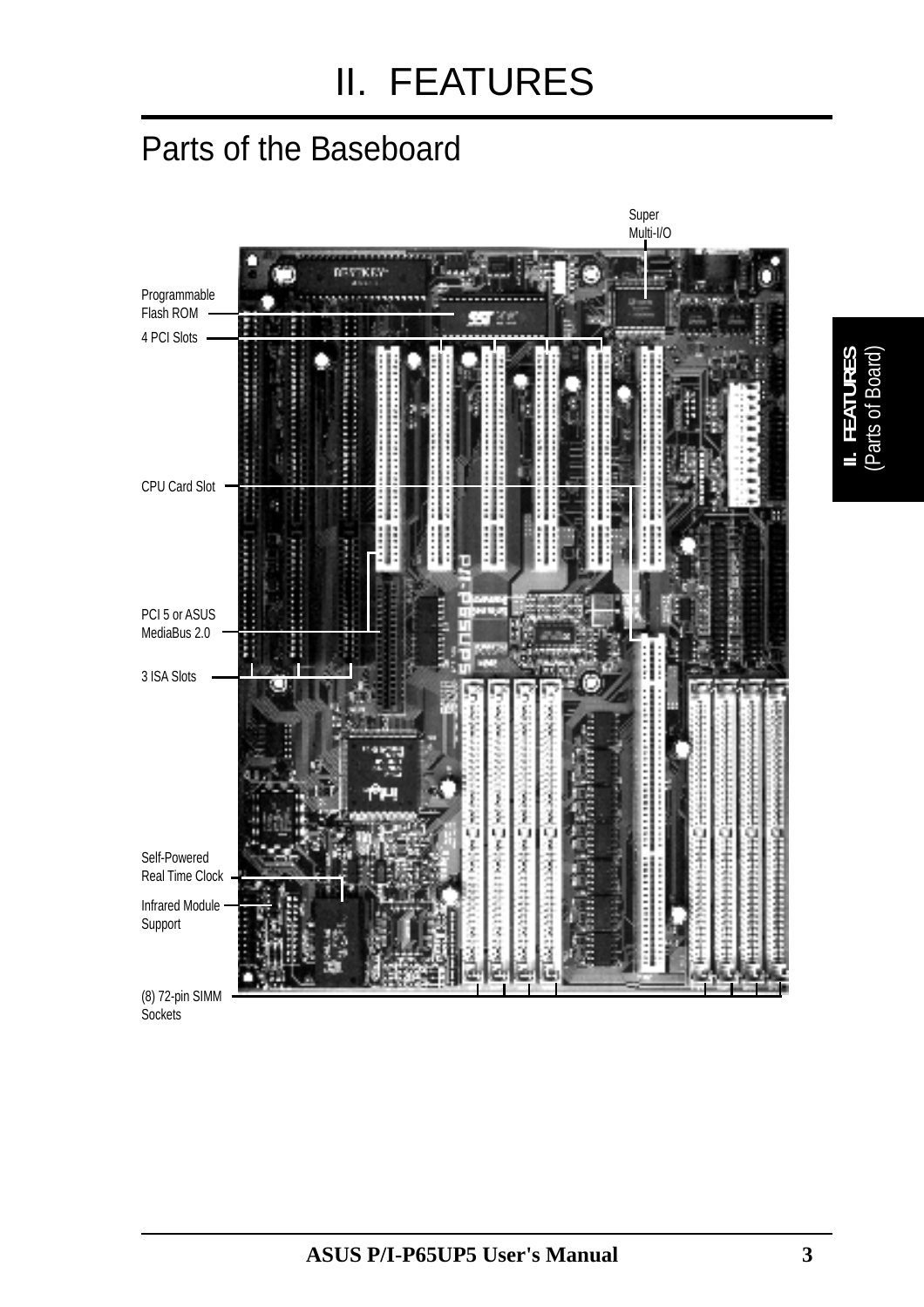# II. FEATURES

## Parts of the Baseboard

Super Multi-I/O

Programmable Flash ROM

4 PCI Slots

CPU Card Slot

PCI 5 or ASUS MediaBus 2.0

3 ISA Slots

Self-Powered Real Time Clock

Infrared Module Support

(8) 72-pin SIMM Sockets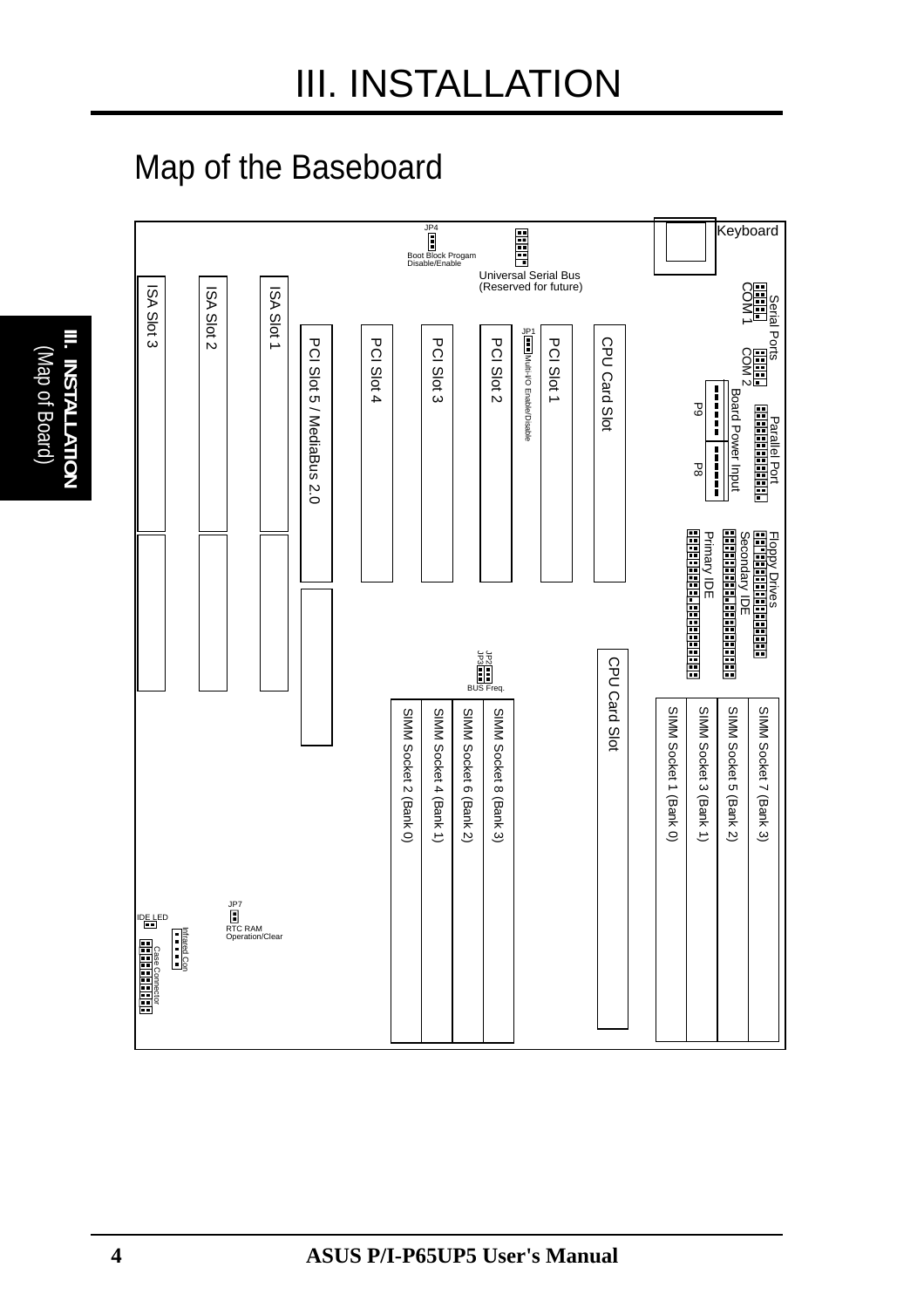# III. INSTALLATION

## Map of the Baseboard

JP4
Boot Block Progam Disable/Enable

Universal Serial Bus (Reserved for future)

Keyboard

Serial Ports
COM 1
COM 2

Parallel Port

Board Power Input
P9
P8

Floppy Drives
Secondary IDE
Primary IDE

ISA Slot 3
ISA Slot 2
ISA Slot 1

PCI Slot 5 / MediaBus 2.0
PCI Slot 4
PCI Slot 3
PCI Slot 2
JP1 Multi-I/O Enable/Disable
PCI Slot 1
CPU Card Slot

JP2
JP3
BUS Freq.

CPU Card Slot

SIMM Socket 2 (Bank 0)
SIMM Socket 4 (Bank 1)
SIMM Socket 6 (Bank 2)
SIMM Socket 8 (Bank 3)

SIMM Socket 1 (Bank 0)
SIMM Socket 3 (Bank 1)
SIMM Socket 5 (Bank 2)
SIMM Socket 7 (Bank 3)

JP7
RTC RAM Operation/Clear

IDE LED
Infrared Con
Case Connector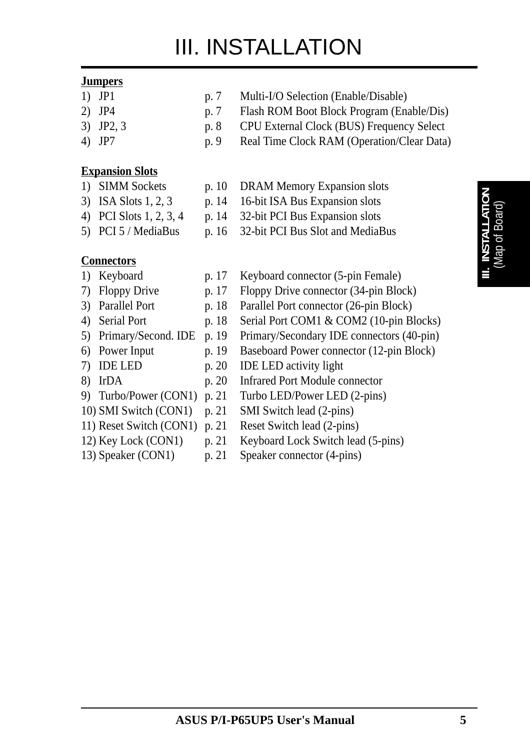# III. INSTALLATION

**Jumpers**

| | | |
|---|---|---|
| 1) JP1 | p. 7 | Multi-I/O Selection (Enable/Disable) |
| 2) JP4 | p. 7 | Flash ROM Boot Block Program (Enable/Dis) |
| 3) JP2, 3 | p. 8 | CPU External Clock (BUS) Frequency Select |
| 4) JP7 | p. 9 | Real Time Clock RAM (Operation/Clear Data) |

**Expansion Slots**

| | | |
|---|---|---|
| 1) SIMM Sockets | p. 10 | DRAM Memory Expansion slots |
| 3) ISA Slots 1, 2, 3 | p. 14 | 16-bit ISA Bus Expansion slots |
| 4) PCI Slots 1, 2, 3, 4 | p. 14 | 32-bit PCI Bus Expansion slots |
| 5) PCI 5 / MediaBus | p. 16 | 32-bit PCI Bus Slot and MediaBus |

**Connectors**

| | | |
|---|---|---|
| 1) Keyboard | p. 17 | Keyboard connector (5-pin Female) |
| 7) Floppy Drive | p. 17 | Floppy Drive connector (34-pin Block) |
| 3) Parallel Port | p. 18 | Parallel Port connector (26-pin Block) |
| 4) Serial Port | p. 18 | Serial Port COM1 & COM2 (10-pin Blocks) |
| 5) Primary/Second. IDE | p. 19 | Primary/Secondary IDE connectors (40-pin) |
| 6) Power Input | p. 19 | Baseboard Power connector (12-pin Block) |
| 7) IDE LED | p. 20 | IDE LED activity light |
| 8) IrDA | p. 20 | Infrared Port Module connector |
| 9) Turbo/Power (CON1) | p. 21 | Turbo LED/Power LED (2-pins) |
| 10) SMI Switch (CON1) | p. 21 | SMI Switch lead (2-pins) |
| 11) Reset Switch (CON1) | p. 21 | Reset Switch lead (2-pins) |
| 12) Key Lock (CON1) | p. 21 | Keyboard Lock Switch lead (5-pins) |
| 13) Speaker (CON1) | p. 21 | Speaker connector (4-pins) |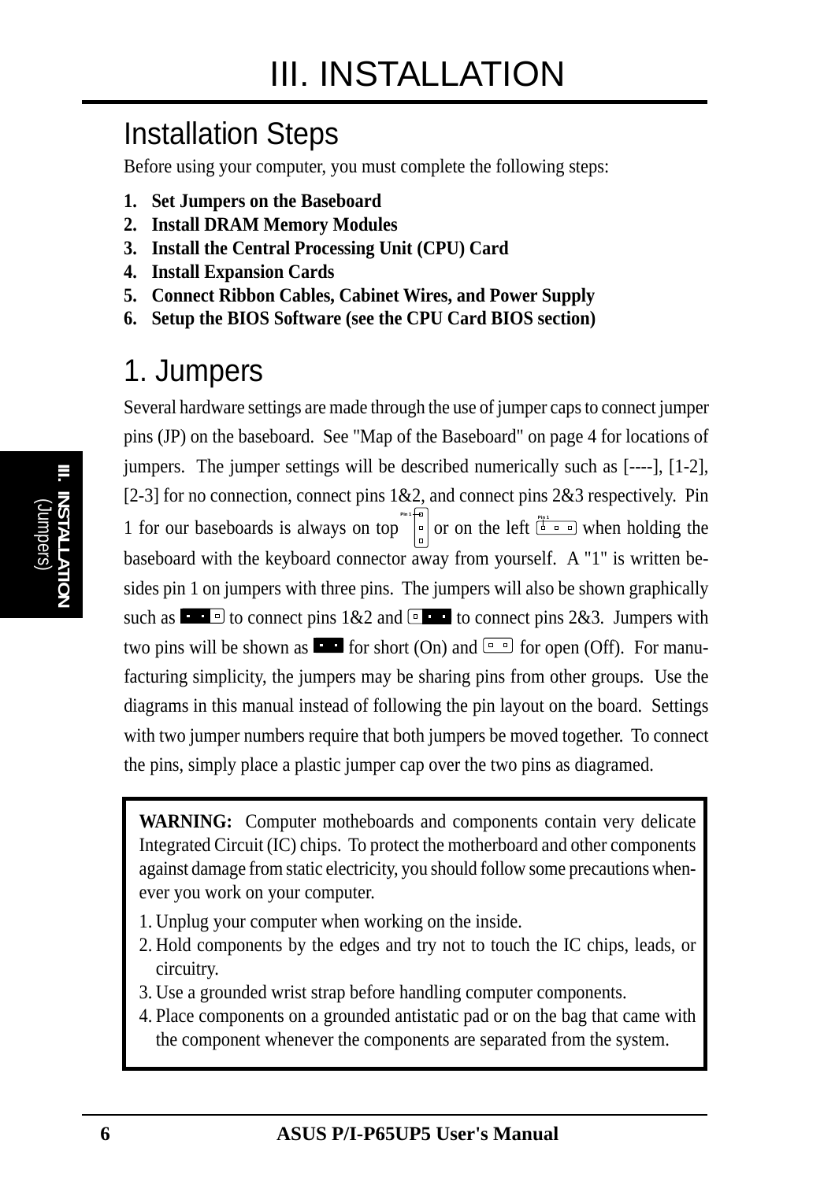# III. INSTALLATION

## Installation Steps

Before using your computer, you must complete the following steps:

1. **Set Jumpers on the Baseboard**
2. **Install DRAM Memory Modules**
3. **Install the Central Processing Unit (CPU) Card**
4. **Install Expansion Cards**
5. **Connect Ribbon Cables, Cabinet Wires, and Power Supply**
6. **Setup the BIOS Software (see the CPU Card BIOS section)**

## 1. Jumpers

Several hardware settings are made through the use of jumper caps to connect jumper pins (JP) on the baseboard. See "Map of the Baseboard" on page 4 for locations of jumpers. The jumper settings will be described numerically such as [----], [1-2], [2-3] for no connection, connect pins 1&2, and connect pins 2&3 respectively. Pin 1 for our baseboards is always on top or on the left when holding the baseboard with the keyboard connector away from yourself. A "1" is written besides pin 1 on jumpers with three pins. The jumpers will also be shown graphically such as to connect pins 1&2 and to connect pins 2&3. Jumpers with two pins will be shown as for short (On) and for open (Off). For manufacturing simplicity, the jumpers may be sharing pins from other groups. Use the diagrams in this manual instead of following the pin layout on the board. Settings with two jumper numbers require that both jumpers be moved together. To connect the pins, simply place a plastic jumper cap over the two pins as diagramed.

**WARNING:** Computer motheboards and components contain very delicate Integrated Circuit (IC) chips. To protect the motherboard and other components against damage from static electricity, you should follow some precautions whenever you work on your computer.

1. Unplug your computer when working on the inside.
2. Hold components by the edges and try not to touch the IC chips, leads, or circuitry.
3. Use a grounded wrist strap before handling computer components.
4. Place components on a grounded antistatic pad or on the bag that came with the component whenever the components are separated from the system.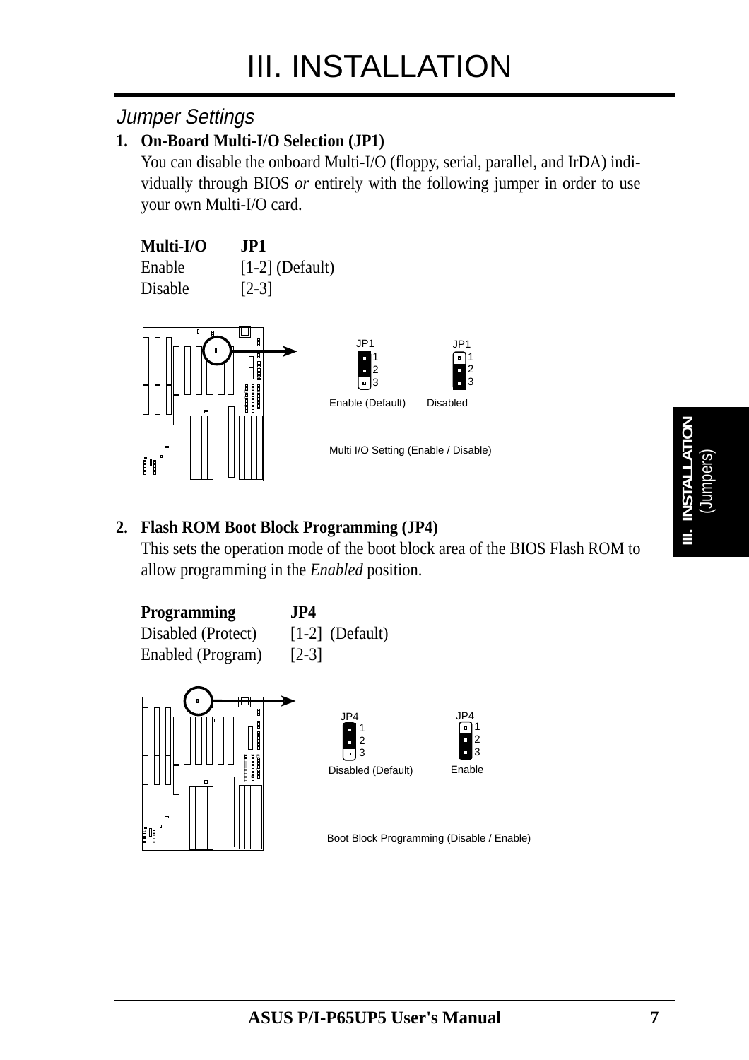# III. INSTALLATION

## Jumper Settings

**1. On-Board Multi-I/O Selection (JP1)**

You can disable the onboard Multi-I/O (floppy, serial, parallel, and IrDA) individually through BIOS *or* entirely with the following jumper in order to use your own Multi-I/O card.

| Multi-I/O | JP1 |
|---|---|
| Enable | [1-2] (Default) |
| Disable | [2-3] |

JP1 1 2 3 — Enable (Default)

JP1 1 2 3 — Disabled

Multi I/O Setting (Enable / Disable)

**2. Flash ROM Boot Block Programming (JP4)**

This sets the operation mode of the boot block area of the BIOS Flash ROM to allow programming in the *Enabled* position.

| Programming | JP4 |
|---|---|
| Disabled (Protect) | [1-2] (Default) |
| Enabled (Program) | [2-3] |

JP4 1 2 3 — Disabled (Default)

JP4 1 2 3 — Enable

Boot Block Programming (Disable / Enable)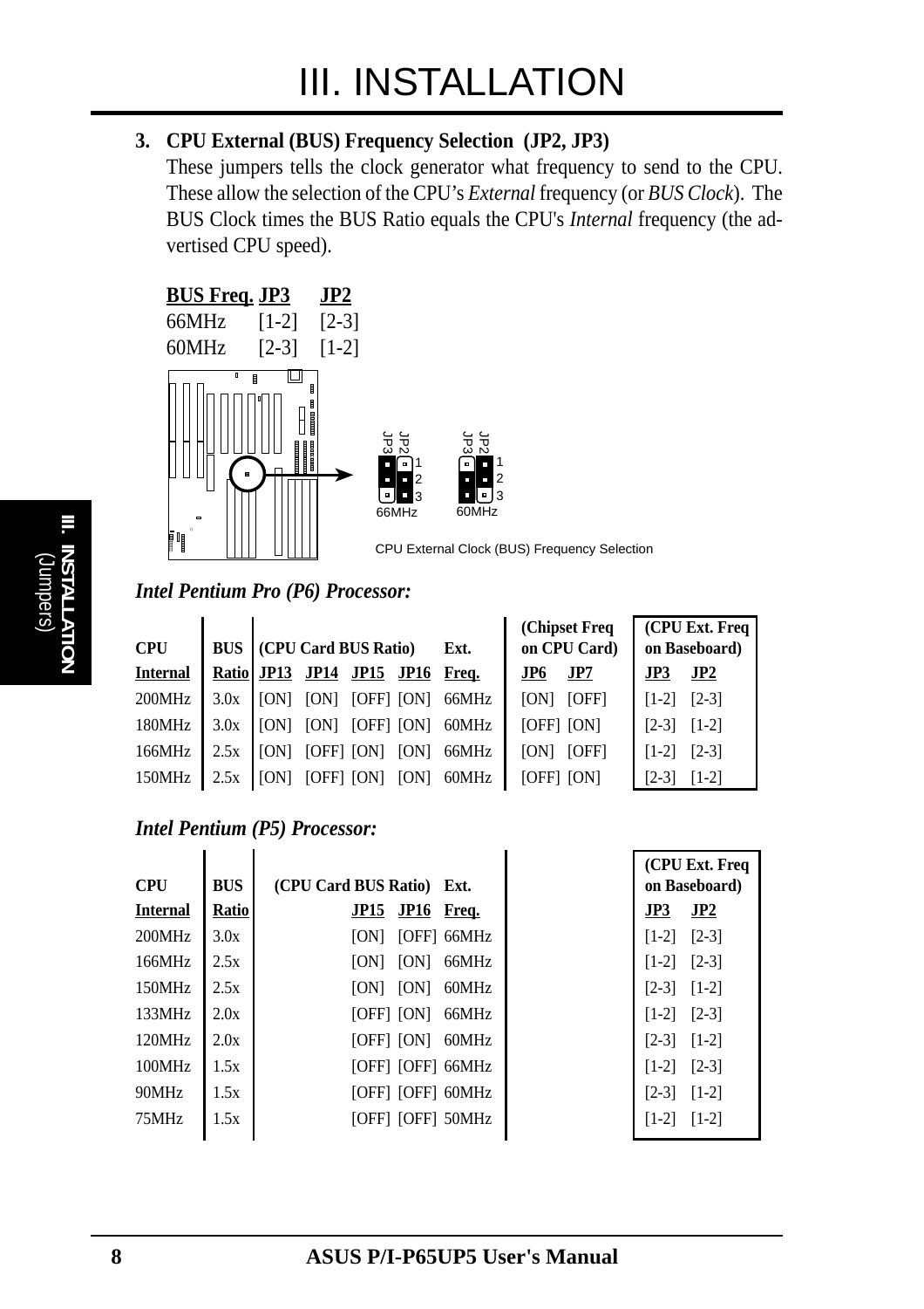# III. INSTALLATION

**3. CPU External (BUS) Frequency Selection (JP2, JP3)**

These jumpers tells the clock generator what frequency to send to the CPU. These allow the selection of the CPU's *External* frequency (or *BUS Clock*). The BUS Clock times the BUS Ratio equals the CPU's *Internal* frequency (the advertised CPU speed).

| BUS Freq. | JP3 | JP2 |
|---|---|---|
| 66MHz | [1-2] | [2-3] |
| 60MHz | [2-3] | [1-2] |

CPU External Clock (BUS) Frequency Selection

### *Intel Pentium Pro (P6) Processor:*

| CPU Internal | BUS Ratio | (CPU Card BUS Ratio) JP13 | JP14 | JP15 | JP16 | Ext. Freq. | (Chipset Freq on CPU Card) JP6 | JP7 | (CPU Ext. Freq on Baseboard) JP3 | JP2 |
|---|---|---|---|---|---|---|---|---|---|---|
| 200MHz | 3.0x | [ON] | [ON] | [OFF] | [ON] | 66MHz | [ON] | [OFF] | [1-2] | [2-3] |
| 180MHz | 3.0x | [ON] | [ON] | [OFF] | [ON] | 60MHz | [OFF] | [ON] | [2-3] | [1-2] |
| 166MHz | 2.5x | [ON] | [OFF] | [ON] | [ON] | 66MHz | [ON] | [OFF] | [1-2] | [2-3] |
| 150MHz | 2.5x | [ON] | [OFF] | [ON] | [ON] | 60MHz | [OFF] | [ON] | [2-3] | [1-2] |

### *Intel Pentium (P5) Processor:*

| CPU Internal | BUS Ratio | (CPU Card BUS Ratio) JP15 | JP16 | Ext. Freq. | (CPU Ext. Freq on Baseboard) JP3 | JP2 |
|---|---|---|---|---|---|---|
| 200MHz | 3.0x | [ON] | [OFF] | 66MHz | [1-2] | [2-3] |
| 166MHz | 2.5x | [ON] | [ON] | 66MHz | [1-2] | [2-3] |
| 150MHz | 2.5x | [ON] | [ON] | 60MHz | [2-3] | [1-2] |
| 133MHz | 2.0x | [OFF] | [ON] | 66MHz | [1-2] | [2-3] |
| 120MHz | 2.0x | [OFF] | [ON] | 60MHz | [2-3] | [1-2] |
| 100MHz | 1.5x | [OFF] | [OFF] | 66MHz | [1-2] | [2-3] |
| 90MHz | 1.5x | [OFF] | [OFF] | 60MHz | [2-3] | [1-2] |
| 75MHz | 1.5x | [OFF] | [OFF] | 50MHz | [1-2] | [1-2] |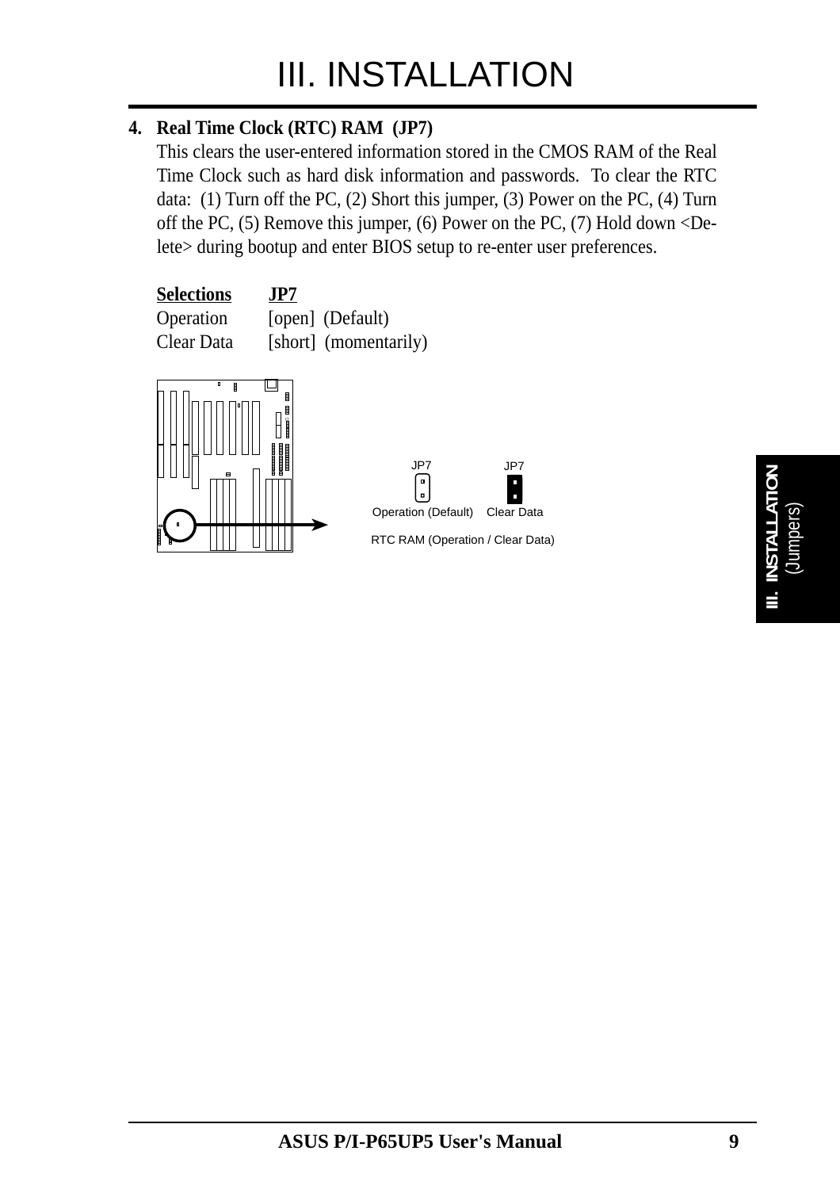# III. INSTALLATION

**4. Real Time Clock (RTC) RAM (JP7)**

This clears the user-entered information stored in the CMOS RAM of the Real Time Clock such as hard disk information and passwords. To clear the RTC data: (1) Turn off the PC, (2) Short this jumper, (3) Power on the PC, (4) Turn off the PC, (5) Remove this jumper, (6) Power on the PC, (7) Hold down <Delete> during bootup and enter BIOS setup to re-enter user preferences.

| Selections | JP7 |
|---|---|
| Operation | [open] (Default) |
| Clear Data | [short] (momentarily) |

JP7 Operation (Default) — JP7 Clear Data

RTC RAM (Operation / Clear Data)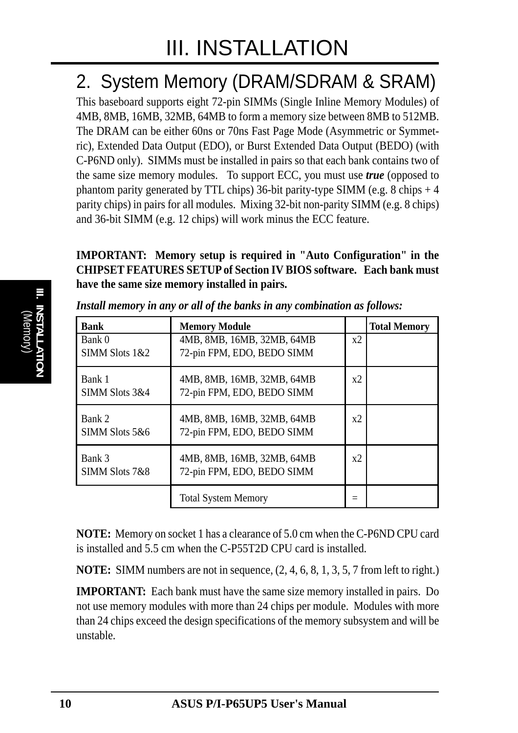# III. INSTALLATION

## 2. System Memory (DRAM/SDRAM & SRAM)

This baseboard supports eight 72-pin SIMMs (Single Inline Memory Modules) of 4MB, 8MB, 16MB, 32MB, 64MB to form a memory size between 8MB to 512MB. The DRAM can be either 60ns or 70ns Fast Page Mode (Asymmetric or Symmetric), Extended Data Output (EDO), or Burst Extended Data Output (BEDO) (with C-P6ND only). SIMMs must be installed in pairs so that each bank contains two of the same size memory modules. To support ECC, you must use ***true*** (opposed to phantom parity generated by TTL chips) 36-bit parity-type SIMM (e.g. 8 chips + 4 parity chips) in pairs for all modules. Mixing 32-bit non-parity SIMM (e.g. 8 chips) and 36-bit SIMM (e.g. 12 chips) will work minus the ECC feature.

**IMPORTANT: Memory setup is required in "Auto Configuration" in the CHIPSET FEATURES SETUP of Section IV BIOS software. Each bank must have the same size memory installed in pairs.**

***Install memory in any or all of the banks in any combination as follows:***

| Bank | Memory Module | | Total Memory |
|---|---|---|---|
| Bank 0<br>SIMM Slots 1&2 | 4MB, 8MB, 16MB, 32MB, 64MB<br>72-pin FPM, EDO, BEDO SIMM | x2 | |
| Bank 1<br>SIMM Slots 3&4 | 4MB, 8MB, 16MB, 32MB, 64MB<br>72-pin FPM, EDO, BEDO SIMM | x2 | |
| Bank 2<br>SIMM Slots 5&6 | 4MB, 8MB, 16MB, 32MB, 64MB<br>72-pin FPM, EDO, BEDO SIMM | x2 | |
| Bank 3<br>SIMM Slots 7&8 | 4MB, 8MB, 16MB, 32MB, 64MB<br>72-pin FPM, EDO, BEDO SIMM | x2 | |
| | Total System Memory | = | |

**NOTE:** Memory on socket 1 has a clearance of 5.0 cm when the C-P6ND CPU card is installed and 5.5 cm when the C-P55T2D CPU card is installed.

**NOTE:** SIMM numbers are not in sequence, (2, 4, 6, 8, 1, 3, 5, 7 from left to right.)

**IMPORTANT:** Each bank must have the same size memory installed in pairs. Do not use memory modules with more than 24 chips per module. Modules with more than 24 chips exceed the design specifications of the memory subsystem and will be unstable.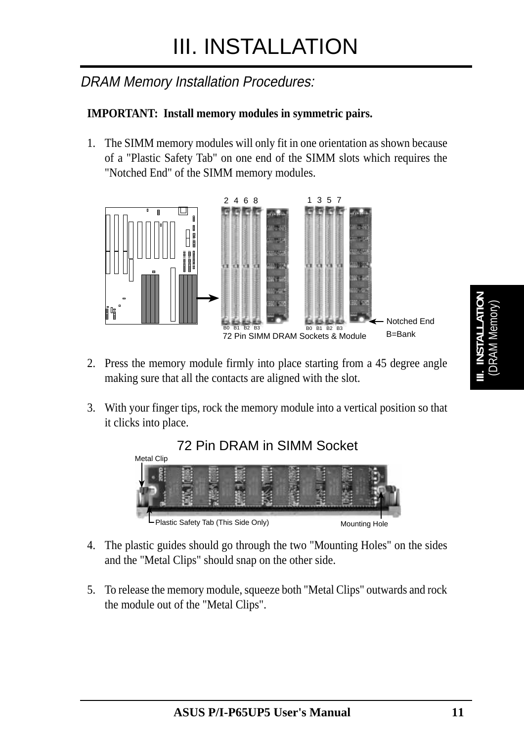# III. INSTALLATION

## *DRAM Memory Installation Procedures:*

**IMPORTANT: Install memory modules in symmetric pairs.**

1. The SIMM memory modules will only fit in one orientation as shown because of a "Plastic Safety Tab" on one end of the SIMM slots which requires the "Notched End" of the SIMM memory modules.

72 Pin SIMM DRAM Sockets & Module

Notched End

B=Bank

2. Press the memory module firmly into place starting from a 45 degree angle making sure that all the contacts are aligned with the slot.

3. With your finger tips, rock the memory module into a vertical position so that it clicks into place.

72 Pin DRAM in SIMM Socket

4. The plastic guides should go through the two "Mounting Holes" on the sides and the "Metal Clips" should snap on the other side.

5. To release the memory module, squeeze both "Metal Clips" outwards and rock the module out of the "Metal Clips".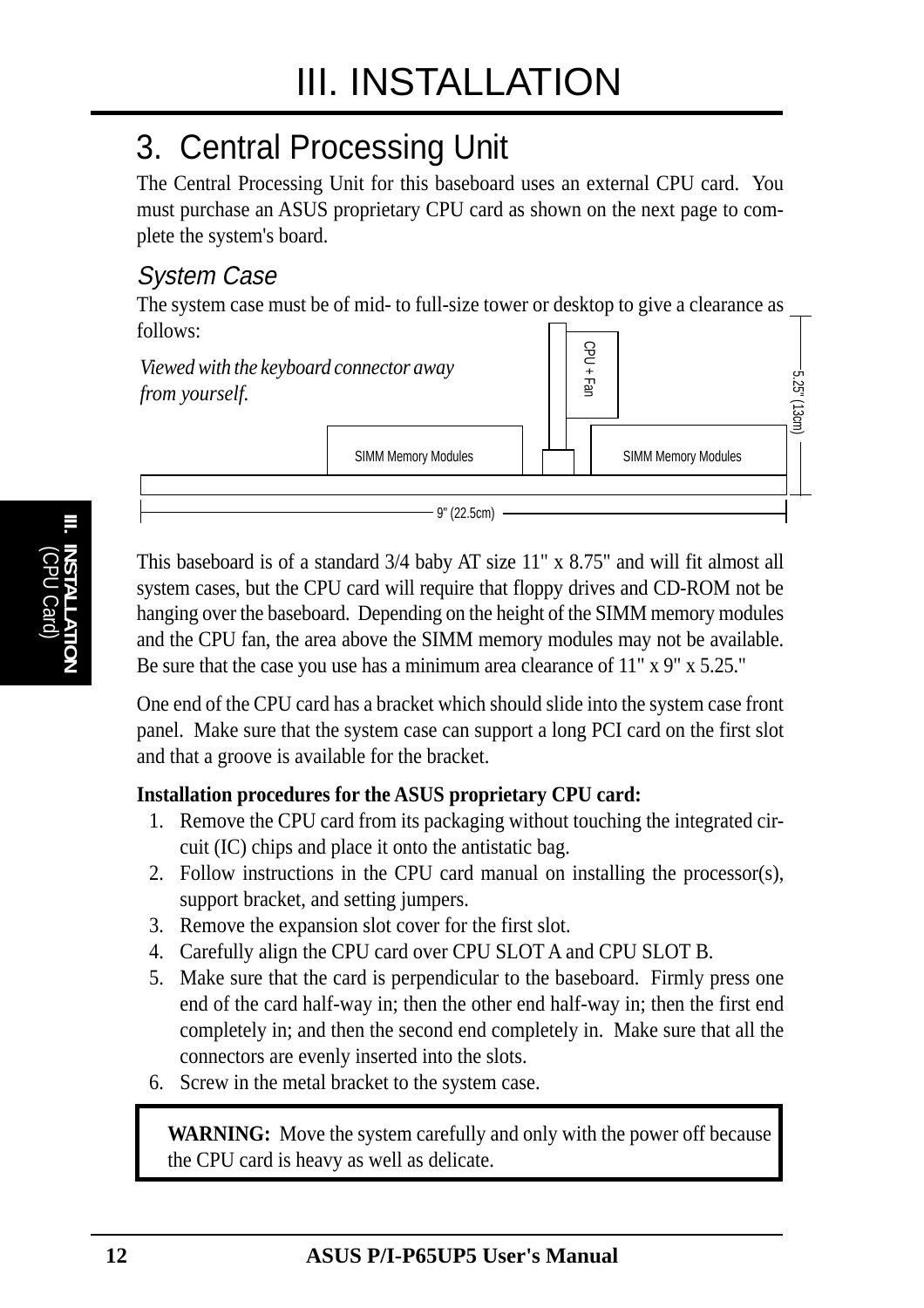# III. INSTALLATION

## 3. Central Processing Unit

The Central Processing Unit for this baseboard uses an external CPU card. You must purchase an ASUS proprietary CPU card as shown on the next page to complete the system's board.

### *System Case*

The system case must be of mid- to full-size tower or desktop to give a clearance as follows:

*Viewed with the keyboard connector away from yourself.*

CPU + Fan

SIMM Memory Modules

SIMM Memory Modules

5.25" (13cm)

9" (22.5cm)

This baseboard is of a standard 3/4 baby AT size 11" x 8.75" and will fit almost all system cases, but the CPU card will require that floppy drives and CD-ROM not be hanging over the baseboard. Depending on the height of the SIMM memory modules and the CPU fan, the area above the SIMM memory modules may not be available. Be sure that the case you use has a minimum area clearance of 11" x 9" x 5.25."

One end of the CPU card has a bracket which should slide into the system case front panel. Make sure that the system case can support a long PCI card on the first slot and that a groove is available for the bracket.

**Installation procedures for the ASUS proprietary CPU card:**

1. Remove the CPU card from its packaging without touching the integrated circuit (IC) chips and place it onto the antistatic bag.
2. Follow instructions in the CPU card manual on installing the processor(s), support bracket, and setting jumpers.
3. Remove the expansion slot cover for the first slot.
4. Carefully align the CPU card over CPU SLOT A and CPU SLOT B.
5. Make sure that the card is perpendicular to the baseboard. Firmly press one end of the card half-way in; then the other end half-way in; then the first end completely in; and then the second end completely in. Make sure that all the connectors are evenly inserted into the slots.
6. Screw in the metal bracket to the system case.

**WARNING:** Move the system carefully and only with the power off because the CPU card is heavy as well as delicate.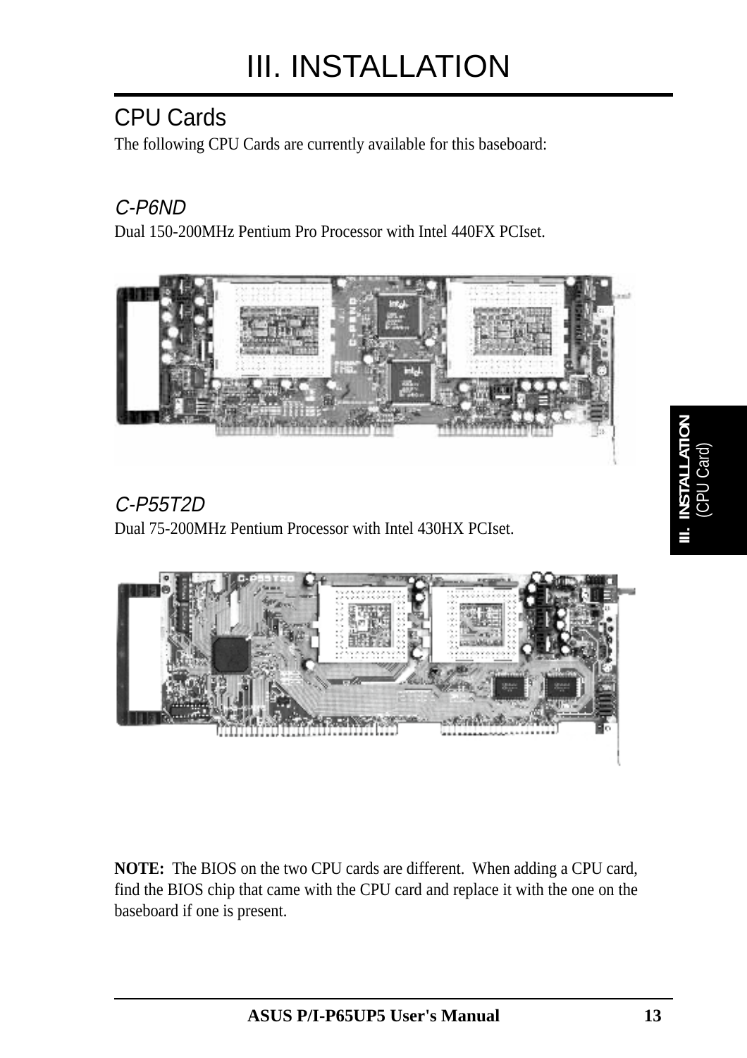# III. INSTALLATION

## CPU Cards

The following CPU Cards are currently available for this baseboard:

### *C-P6ND*

Dual 150-200MHz Pentium Pro Processor with Intel 440FX PCIset.

### *C-P55T2D*

Dual 75-200MHz Pentium Processor with Intel 430HX PCIset.

**NOTE:** The BIOS on the two CPU cards are different. When adding a CPU card, find the BIOS chip that came with the CPU card and replace it with the one on the baseboard if one is present.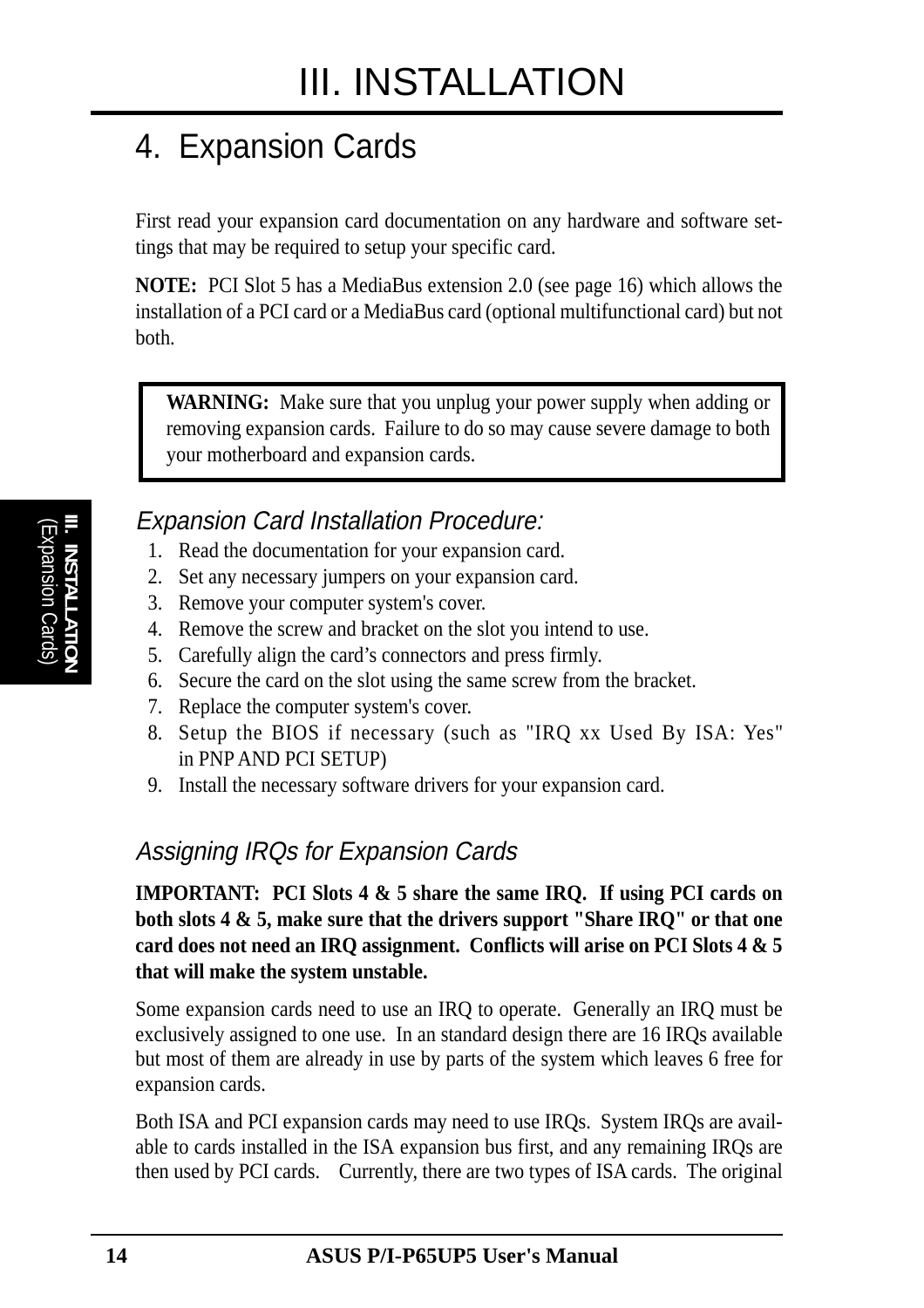# III. INSTALLATION

## 4. Expansion Cards

First read your expansion card documentation on any hardware and software settings that may be required to setup your specific card.

**NOTE:** PCI Slot 5 has a MediaBus extension 2.0 (see page 16) which allows the installation of a PCI card or a MediaBus card (optional multifunctional card) but not both.

> **WARNING:** Make sure that you unplug your power supply when adding or removing expansion cards. Failure to do so may cause severe damage to both your motherboard and expansion cards.

### *Expansion Card Installation Procedure:*

1. Read the documentation for your expansion card.
2. Set any necessary jumpers on your expansion card.
3. Remove your computer system's cover.
4. Remove the screw and bracket on the slot you intend to use.
5. Carefully align the card's connectors and press firmly.
6. Secure the card on the slot using the same screw from the bracket.
7. Replace the computer system's cover.
8. Setup the BIOS if necessary (such as "IRQ xx Used By ISA: Yes" in PNP AND PCI SETUP)
9. Install the necessary software drivers for your expansion card.

### *Assigning IRQs for Expansion Cards*

**IMPORTANT: PCI Slots 4 & 5 share the same IRQ. If using PCI cards on both slots 4 & 5, make sure that the drivers support "Share IRQ" or that one card does not need an IRQ assignment. Conflicts will arise on PCI Slots 4 & 5 that will make the system unstable.**

Some expansion cards need to use an IRQ to operate. Generally an IRQ must be exclusively assigned to one use. In an standard design there are 16 IRQs available but most of them are already in use by parts of the system which leaves 6 free for expansion cards.

Both ISA and PCI expansion cards may need to use IRQs. System IRQs are available to cards installed in the ISA expansion bus first, and any remaining IRQs are then used by PCI cards. Currently, there are two types of ISA cards. The original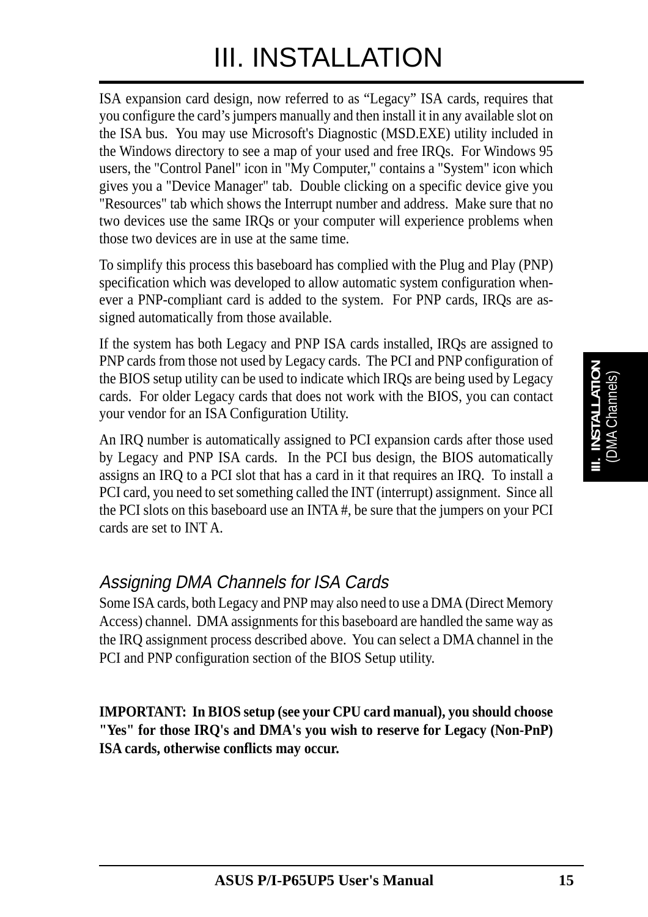# III. INSTALLATION

ISA expansion card design, now referred to as “Legacy” ISA cards, requires that you configure the card’s jumpers manually and then install it in any available slot on the ISA bus. You may use Microsoft's Diagnostic (MSD.EXE) utility included in the Windows directory to see a map of your used and free IRQs. For Windows 95 users, the "Control Panel" icon in "My Computer," contains a "System" icon which gives you a "Device Manager" tab. Double clicking on a specific device give you "Resources" tab which shows the Interrupt number and address. Make sure that no two devices use the same IRQs or your computer will experience problems when those two devices are in use at the same time.

To simplify this process this baseboard has complied with the Plug and Play (PNP) specification which was developed to allow automatic system configuration whenever a PNP-compliant card is added to the system. For PNP cards, IRQs are assigned automatically from those available.

If the system has both Legacy and PNP ISA cards installed, IRQs are assigned to PNP cards from those not used by Legacy cards. The PCI and PNP configuration of the BIOS setup utility can be used to indicate which IRQs are being used by Legacy cards. For older Legacy cards that does not work with the BIOS, you can contact your vendor for an ISA Configuration Utility.

An IRQ number is automatically assigned to PCI expansion cards after those used by Legacy and PNP ISA cards. In the PCI bus design, the BIOS automatically assigns an IRQ to a PCI slot that has a card in it that requires an IRQ. To install a PCI card, you need to set something called the INT (interrupt) assignment. Since all the PCI slots on this baseboard use an INTA #, be sure that the jumpers on your PCI cards are set to INT A.

## *Assigning DMA Channels for ISA Cards*

Some ISA cards, both Legacy and PNP may also need to use a DMA (Direct Memory Access) channel. DMA assignments for this baseboard are handled the same way as the IRQ assignment process described above. You can select a DMA channel in the PCI and PNP configuration section of the BIOS Setup utility.

**IMPORTANT: In BIOS setup (see your CPU card manual), you should choose "Yes" for those IRQ's and DMA's you wish to reserve for Legacy (Non-PnP) ISA cards, otherwise conflicts may occur.**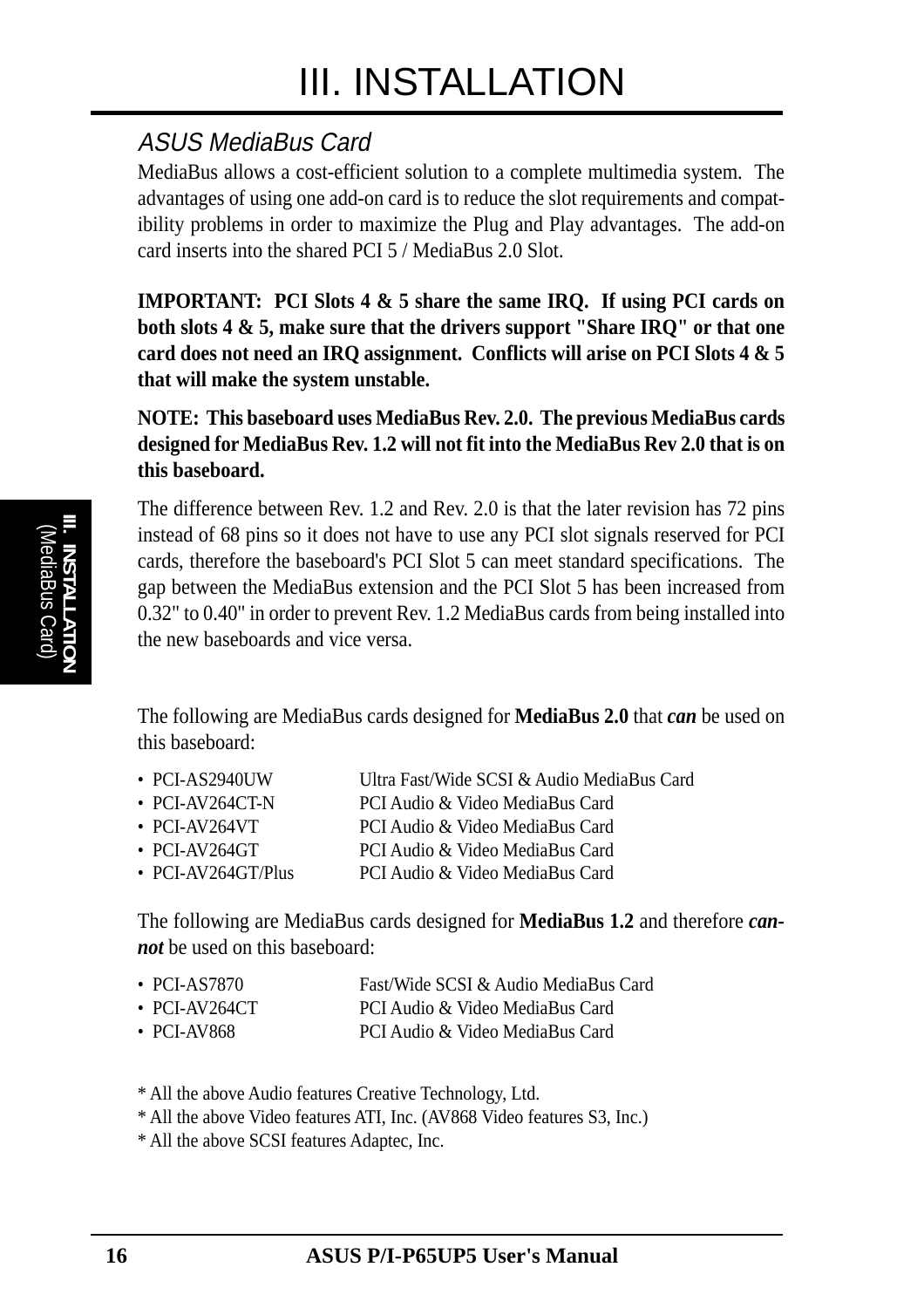## ASUS MediaBus Card

MediaBus allows a cost-efficient solution to a complete multimedia system. The advantages of using one add-on card is to reduce the slot requirements and compatibility problems in order to maximize the Plug and Play advantages. The add-on card inserts into the shared PCI 5 / MediaBus 2.0 Slot.

**IMPORTANT: PCI Slots 4 & 5 share the same IRQ. If using PCI cards on both slots 4 & 5, make sure that the drivers support "Share IRQ" or that one card does not need an IRQ assignment. Conflicts will arise on PCI Slots 4 & 5 that will make the system unstable.**

**NOTE: This baseboard uses MediaBus Rev. 2.0. The previous MediaBus cards designed for MediaBus Rev. 1.2 will not fit into the MediaBus Rev 2.0 that is on this baseboard.**

The difference between Rev. 1.2 and Rev. 2.0 is that the later revision has 72 pins instead of 68 pins so it does not have to use any PCI slot signals reserved for PCI cards, therefore the baseboard's PCI Slot 5 can meet standard specifications. The gap between the MediaBus extension and the PCI Slot 5 has been increased from 0.32" to 0.40" in order to prevent Rev. 1.2 MediaBus cards from being installed into the new baseboards and vice versa.

The following are MediaBus cards designed for **MediaBus 2.0** that ***can*** be used on this baseboard:

- PCI-AS2940UW — Ultra Fast/Wide SCSI & Audio MediaBus Card
- PCI-AV264CT-N — PCI Audio & Video MediaBus Card
- PCI-AV264VT — PCI Audio & Video MediaBus Card
- PCI-AV264GT — PCI Audio & Video MediaBus Card
- PCI-AV264GT/Plus — PCI Audio & Video MediaBus Card

The following are MediaBus cards designed for **MediaBus 1.2** and therefore ***cannot*** be used on this baseboard:

- PCI-AS7870 — Fast/Wide SCSI & Audio MediaBus Card
- PCI-AV264CT — PCI Audio & Video MediaBus Card
- PCI-AV868 — PCI Audio & Video MediaBus Card

\* All the above Audio features Creative Technology, Ltd.
\* All the above Video features ATI, Inc. (AV868 Video features S3, Inc.)
\* All the above SCSI features Adaptec, Inc.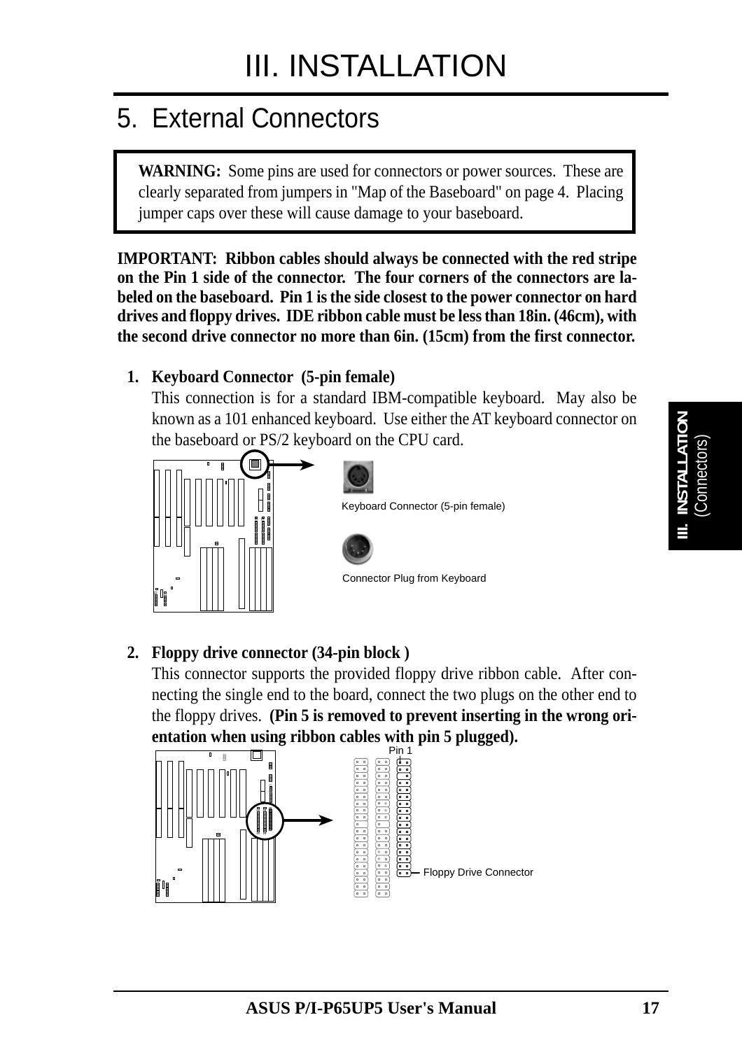# III. INSTALLATION

## 5. External Connectors

**WARNING:** Some pins are used for connectors or power sources. These are clearly separated from jumpers in "Map of the Baseboard" on page 4. Placing jumper caps over these will cause damage to your baseboard.

**IMPORTANT: Ribbon cables should always be connected with the red stripe on the Pin 1 side of the connector. The four corners of the connectors are labeled on the baseboard. Pin 1 is the side closest to the power connector on hard drives and floppy drives. IDE ribbon cable must be less than 18in. (46cm), with the second drive connector no more than 6in. (15cm) from the first connector.**

1. **Keyboard Connector (5-pin female)**
   This connection is for a standard IBM-compatible keyboard. May also be known as a 101 enhanced keyboard. Use either the AT keyboard connector on the baseboard or PS/2 keyboard on the CPU card.

   Keyboard Connector (5-pin female)

   Connector Plug from Keyboard

2. **Floppy drive connector (34-pin block )**
   This connector supports the provided floppy drive ribbon cable. After connecting the single end to the board, connect the two plugs on the other end to the floppy drives. **(Pin 5 is removed to prevent inserting in the wrong orientation when using ribbon cables with pin 5 plugged).**

   Pin 1

   Floppy Drive Connector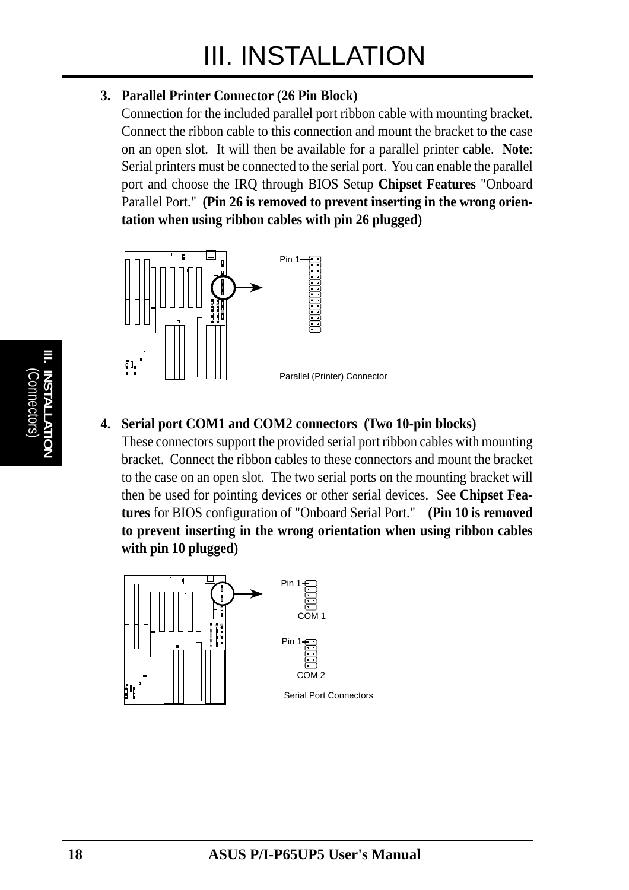# III. INSTALLATION

3. **Parallel Printer Connector (26 Pin Block)**
   Connection for the included parallel port ribbon cable with mounting bracket. Connect the ribbon cable to this connection and mount the bracket to the case on an open slot. It will then be available for a parallel printer cable. **Note**: Serial printers must be connected to the serial port. You can enable the parallel port and choose the IRQ through BIOS Setup **Chipset Features** "Onboard Parallel Port." **(Pin 26 is removed to prevent inserting in the wrong orientation when using ribbon cables with pin 26 plugged)**

Pin 1

Parallel (Printer) Connector

4. **Serial port COM1 and COM2 connectors (Two 10-pin blocks)**
   These connectors support the provided serial port ribbon cables with mounting bracket. Connect the ribbon cables to these connectors and mount the bracket to the case on an open slot. The two serial ports on the mounting bracket will then be used for pointing devices or other serial devices. See **Chipset Features** for BIOS configuration of "Onboard Serial Port." **(Pin 10 is removed to prevent inserting in the wrong orientation when using ribbon cables with pin 10 plugged)**

Pin 1

COM 1

Pin 1

COM 2

Serial Port Connectors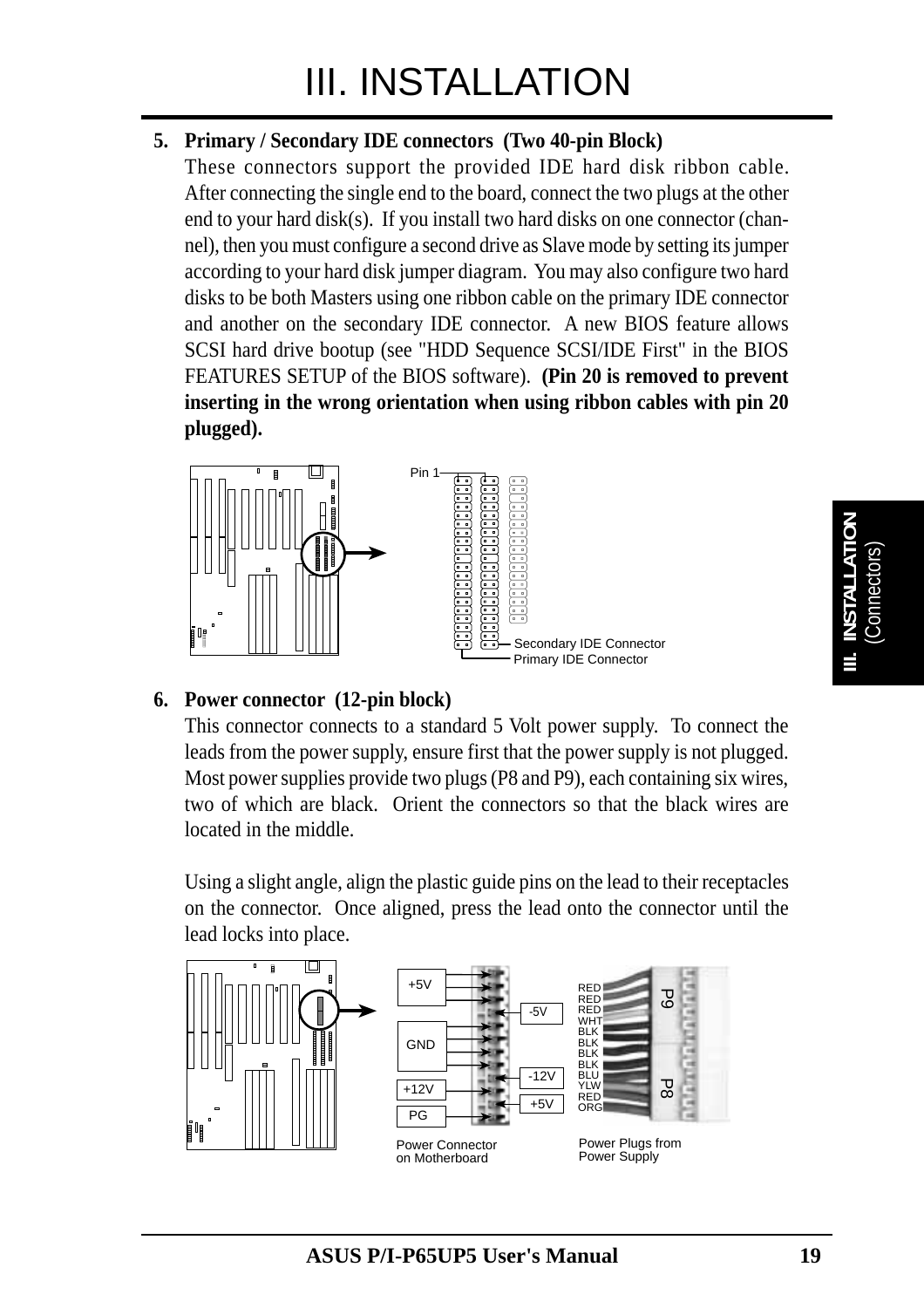# III. INSTALLATION

**5. Primary / Secondary IDE connectors (Two 40-pin Block)**

These connectors support the provided IDE hard disk ribbon cable. After connecting the single end to the board, connect the two plugs at the other end to your hard disk(s). If you install two hard disks on one connector (channel), then you must configure a second drive as Slave mode by setting its jumper according to your hard disk jumper diagram. You may also configure two hard disks to be both Masters using one ribbon cable on the primary IDE connector and another on the secondary IDE connector. A new BIOS feature allows SCSI hard drive bootup (see "HDD Sequence SCSI/IDE First" in the BIOS FEATURES SETUP of the BIOS software). **(Pin 20 is removed to prevent inserting in the wrong orientation when using ribbon cables with pin 20 plugged).**

Pin 1

Secondary IDE Connector
Primary IDE Connector

**6. Power connector (12-pin block)**

This connector connects to a standard 5 Volt power supply. To connect the leads from the power supply, ensure first that the power supply is not plugged. Most power supplies provide two plugs (P8 and P9), each containing six wires, two of which are black. Orient the connectors so that the black wires are located in the middle.

Using a slight angle, align the plastic guide pins on the lead to their receptacles on the connector. Once aligned, press the lead onto the connector until the lead locks into place.

+5V, GND, +12V, PG, -5V, -12V, +5V

Power Connector on Motherboard

RED, RED, RED, WHT, BLK, BLK, BLK, BLK, BLU, YLW, RED, ORG — P9, P8

Power Plugs from Power Supply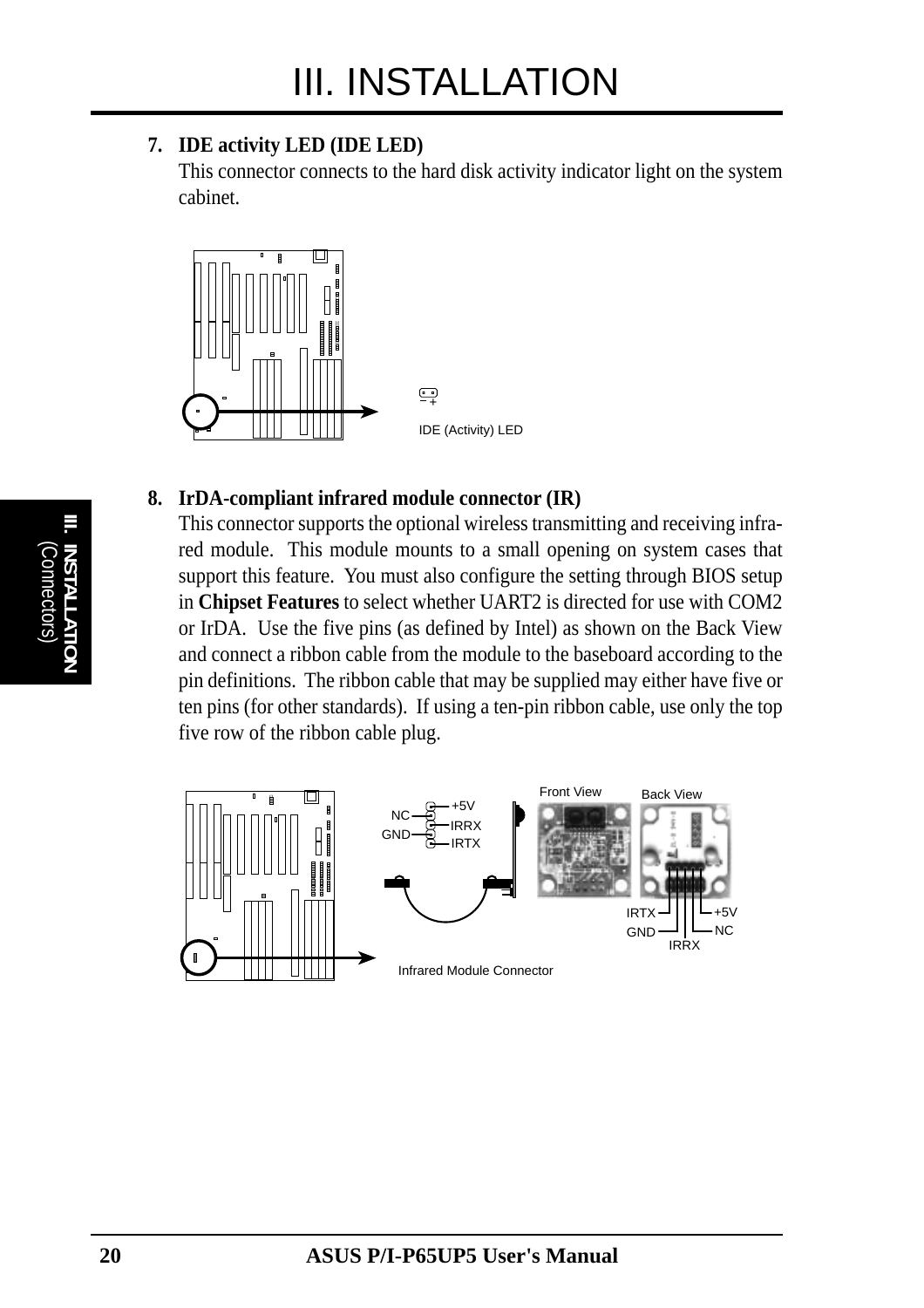7. **IDE activity LED (IDE LED)**
   This connector connects to the hard disk activity indicator light on the system cabinet.

IDE (Activity) LED

8. **IrDA-compliant infrared module connector (IR)**
   This connector supports the optional wireless transmitting and receiving infra-red module. This module mounts to a small opening on system cases that support this feature. You must also configure the setting through BIOS setup in **Chipset Features** to select whether UART2 is directed for use with COM2 or IrDA. Use the five pins (as defined by Intel) as shown on the Back View and connect a ribbon cable from the module to the baseboard according to the pin definitions. The ribbon cable that may be supplied may either have five or ten pins (for other standards). If using a ten-pin ribbon cable, use only the top five row of the ribbon cable plug.

NC, GND, +5V, IRRX, IRTX

Front View

Back View

IRTX, GND, IRRX, +5V, NC

Infrared Module Connector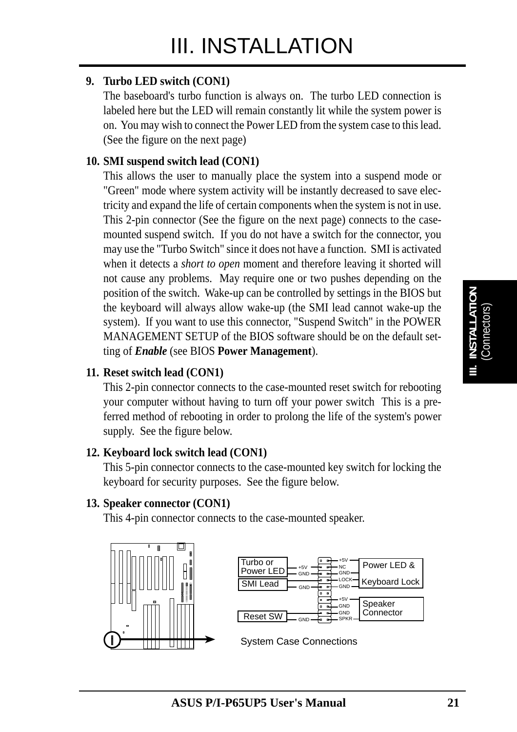# III. INSTALLATION

**9. Turbo LED switch (CON1)**

The baseboard's turbo function is always on. The turbo LED connection is labeled here but the LED will remain constantly lit while the system power is on. You may wish to connect the Power LED from the system case to this lead. (See the figure on the next page)

**10. SMI suspend switch lead (CON1)**

This allows the user to manually place the system into a suspend mode or "Green" mode where system activity will be instantly decreased to save electricity and expand the life of certain components when the system is not in use. This 2-pin connector (See the figure on the next page) connects to the case-mounted suspend switch. If you do not have a switch for the connector, you may use the "Turbo Switch" since it does not have a function. SMI is activated when it detects a *short to open* moment and therefore leaving it shorted will not cause any problems. May require one or two pushes depending on the position of the switch. Wake-up can be controlled by settings in the BIOS but the keyboard will always allow wake-up (the SMI lead cannot wake-up the system). If you want to use this connector, "Suspend Switch" in the POWER MANAGEMENT SETUP of the BIOS software should be on the default setting of ***Enable*** (see BIOS **Power Management**).

**11. Reset switch lead (CON1)**

This 2-pin connector connects to the case-mounted reset switch for rebooting your computer without having to turn off your power switch This is a preferred method of rebooting in order to prolong the life of the system's power supply. See the figure below.

**12. Keyboard lock switch lead (CON1)**

This 5-pin connector connects to the case-mounted key switch for locking the keyboard for security purposes. See the figure below.

**13. Speaker connector (CON1)**

This 4-pin connector connects to the case-mounted speaker.

Turbo or Power LED: +5V, GND
SMI Lead: GND
Reset SW: GND
Power LED & Keyboard Lock: +5V, NC, GND, LOCK, GND
Speaker Connector: +5V, GND, GND, SPKR

System Case Connections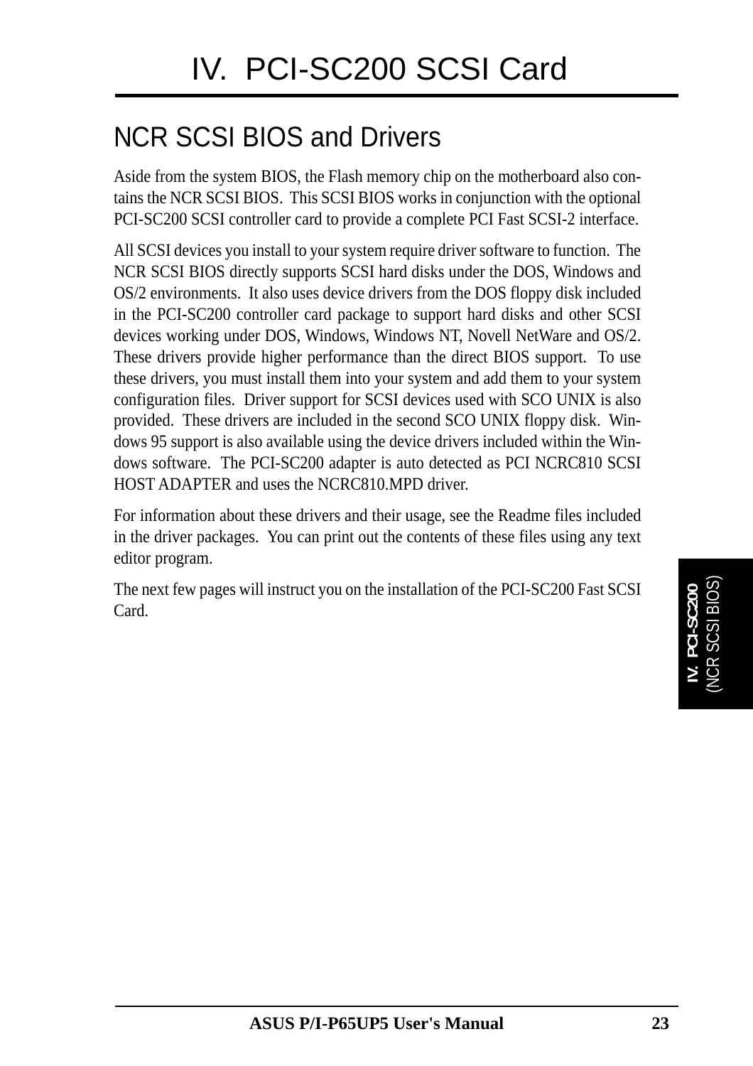# IV. PCI-SC200 SCSI Card

## NCR SCSI BIOS and Drivers

Aside from the system BIOS, the Flash memory chip on the motherboard also contains the NCR SCSI BIOS. This SCSI BIOS works in conjunction with the optional PCI-SC200 SCSI controller card to provide a complete PCI Fast SCSI-2 interface.

All SCSI devices you install to your system require driver software to function. The NCR SCSI BIOS directly supports SCSI hard disks under the DOS, Windows and OS/2 environments. It also uses device drivers from the DOS floppy disk included in the PCI-SC200 controller card package to support hard disks and other SCSI devices working under DOS, Windows, Windows NT, Novell NetWare and OS/2. These drivers provide higher performance than the direct BIOS support. To use these drivers, you must install them into your system and add them to your system configuration files. Driver support for SCSI devices used with SCO UNIX is also provided. These drivers are included in the second SCO UNIX floppy disk. Windows 95 support is also available using the device drivers included within the Windows software. The PCI-SC200 adapter is auto detected as PCI NCRC810 SCSI HOST ADAPTER and uses the NCRC810.MPD driver.

For information about these drivers and their usage, see the Readme files included in the driver packages. You can print out the contents of these files using any text editor program.

The next few pages will instruct you on the installation of the PCI-SC200 Fast SCSI Card.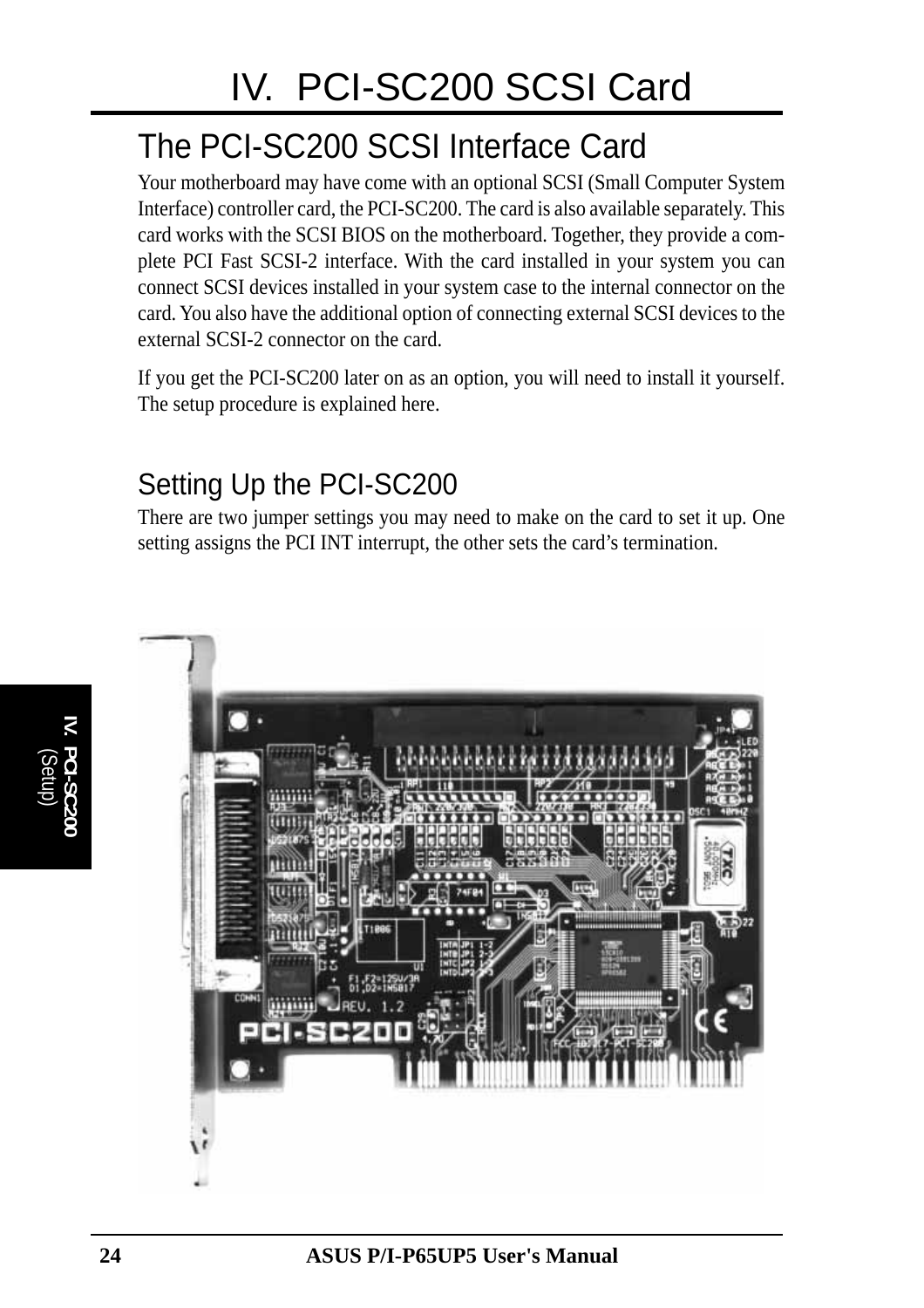# IV. PCI-SC200 SCSI Card

## The PCI-SC200 SCSI Interface Card

Your motherboard may have come with an optional SCSI (Small Computer System Interface) controller card, the PCI-SC200. The card is also available separately. This card works with the SCSI BIOS on the motherboard. Together, they provide a complete PCI Fast SCSI-2 interface. With the card installed in your system you can connect SCSI devices installed in your system case to the internal connector on the card. You also have the additional option of connecting external SCSI devices to the external SCSI-2 connector on the card.

If you get the PCI-SC200 later on as an option, you will need to install it yourself. The setup procedure is explained here.

### Setting Up the PCI-SC200

There are two jumper settings you may need to make on the card to set it up. One setting assigns the PCI INT interrupt, the other sets the card's termination.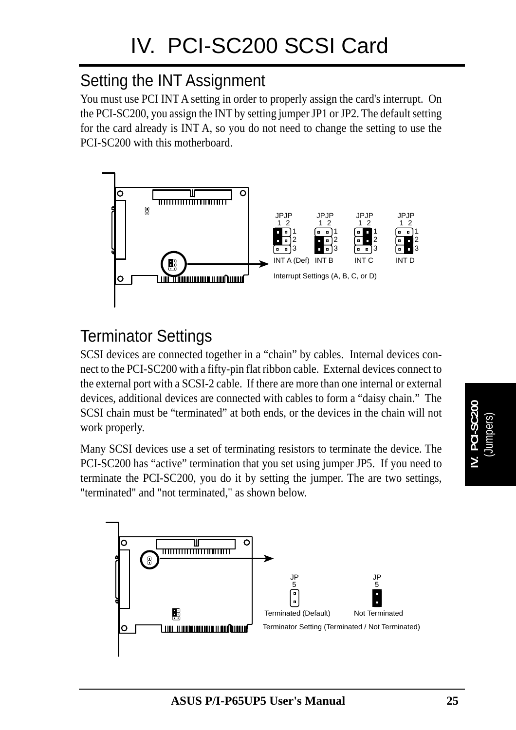# IV. PCI-SC200 SCSI Card

## Setting the INT Assignment

You must use PCI INT A setting in order to properly assign the card's interrupt. On the PCI-SC200, you assign the INT by setting jumper JP1 or JP2. The default setting for the card already is INT A, so you do not need to change the setting to use the PCI-SC200 with this motherboard.

JPJP 1 2 — INT A (Def) | INT B | INT C | INT D

Interrupt Settings (A, B, C, or D)

## Terminator Settings

SCSI devices are connected together in a "chain" by cables. Internal devices connect to the PCI-SC200 with a fifty-pin flat ribbon cable. External devices connect to the external port with a SCSI-2 cable. If there are more than one internal or external devices, additional devices are connected with cables to form a "daisy chain." The SCSI chain must be "terminated" at both ends, or the devices in the chain will not work properly.

Many SCSI devices use a set of terminating resistors to terminate the device. The PCI-SC200 has "active" termination that you set using jumper JP5. If you need to terminate the PCI-SC200, you do it by setting the jumper. The are two settings, "terminated" and "not terminated," as shown below.

JP5 — Terminated (Default) | Not Terminated

Terminator Setting (Terminated / Not Terminated)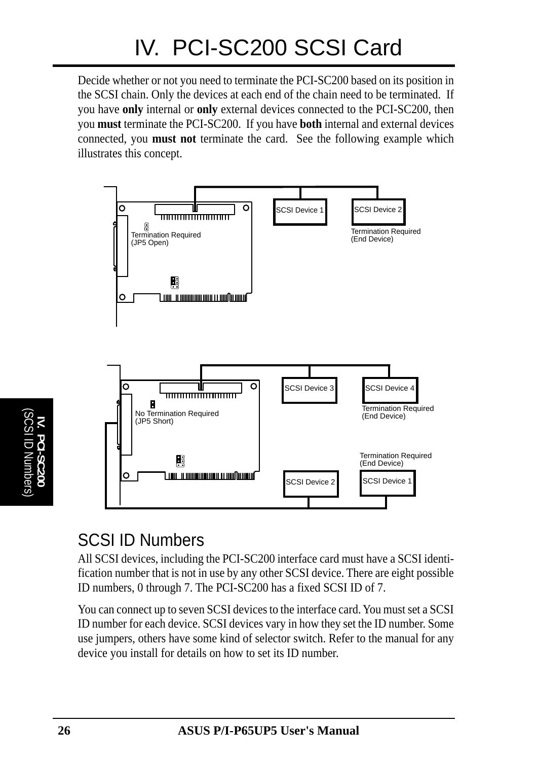# IV. PCI-SC200 SCSI Card

Decide whether or not you need to terminate the PCI-SC200 based on its position in the SCSI chain. Only the devices at each end of the chain need to be terminated. If you have **only** internal or **only** external devices connected to the PCI-SC200, then you **must** terminate the PCI-SC200. If you have **both** internal and external devices connected, you **must not** terminate the card. See the following example which illustrates this concept.

SCSI Device 1

SCSI Device 2

Termination Required
(JP5 Open)

Termination Required
(End Device)

SCSI Device 3

SCSI Device 4

No Termination Required
(JP5 Short)

Termination Required
(End Device)

Termination Required
(End Device)

SCSI Device 2

SCSI Device 1

## SCSI ID Numbers

All SCSI devices, including the PCI-SC200 interface card must have a SCSI identification number that is not in use by any other SCSI device. There are eight possible ID numbers, 0 through 7. The PCI-SC200 has a fixed SCSI ID of 7.

You can connect up to seven SCSI devices to the interface card. You must set a SCSI ID number for each device. SCSI devices vary in how they set the ID number. Some use jumpers, others have some kind of selector switch. Refer to the manual for any device you install for details on how to set its ID number.